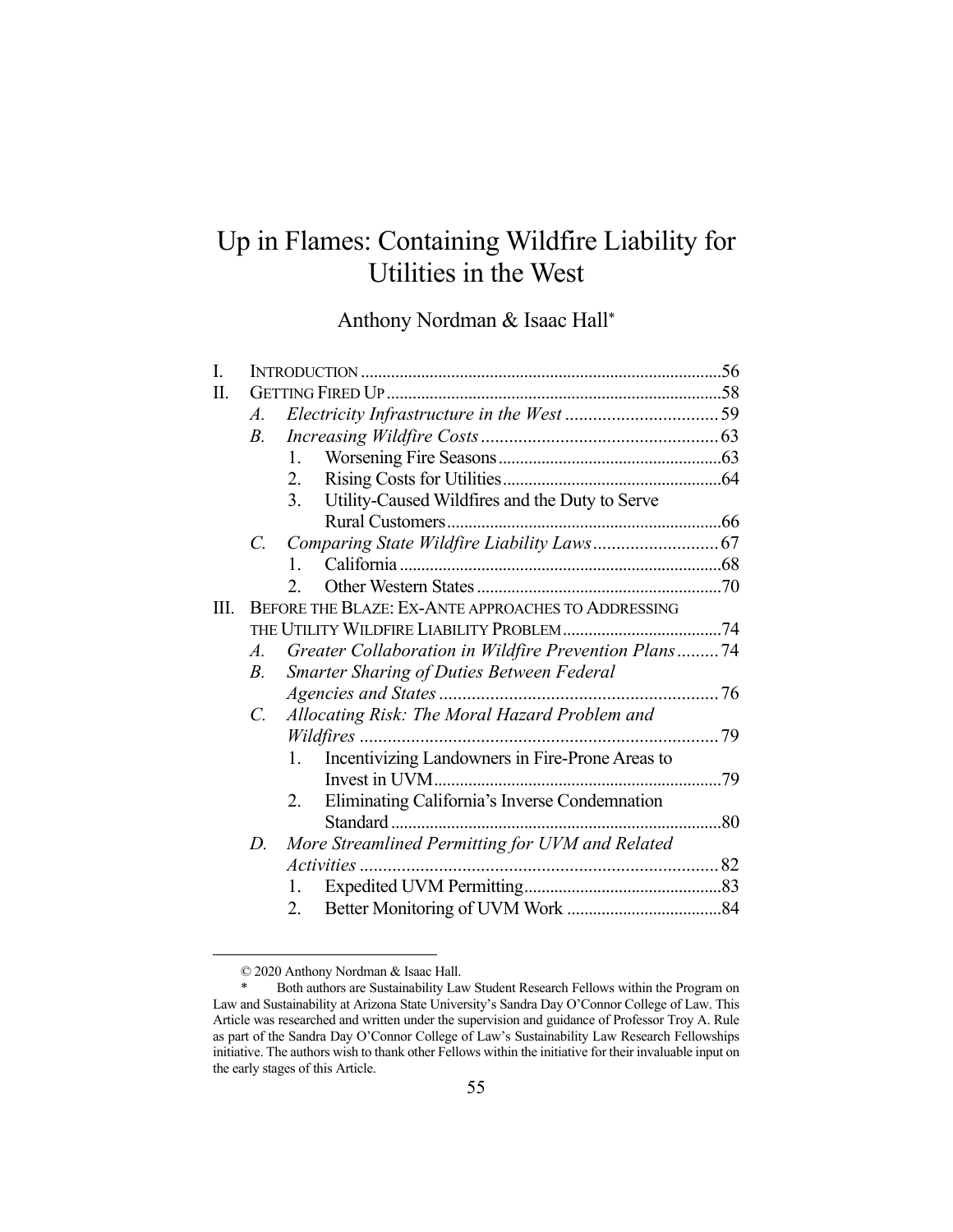# Up in Flames: Containing Wildfire Liability for Utilities in the West

Anthony Nordman & Isaac Hall*

- I. INTRODUCTION .......... 56
- II. GETTING FIRED UP .......... 58
  - A. *Electricity Infrastructure in the West* .......... 59
  - B. *Increasing Wildfire Costs* .......... 63
    - 1. Worsening Fire Seasons .......... 63
    - 2. Rising Costs for Utilities .......... 64
    - 3. Utility-Caused Wildfires and the Duty to Serve Rural Customers .......... 66
  - C. *Comparing State Wildfire Liability Laws* .......... 67
    - 1. California .......... 68
    - 2. Other Western States .......... 70
- III. BEFORE THE BLAZE: EX-ANTE APPROACHES TO ADDRESSING THE UTILITY WILDFIRE LIABILITY PROBLEM .......... 74
  - A. *Greater Collaboration in Wildfire Prevention Plans* .......... 74
  - B. *Smarter Sharing of Duties Between Federal Agencies and States* .......... 76
  - C. *Allocating Risk: The Moral Hazard Problem and Wildfires* .......... 79
    - 1. Incentivizing Landowners in Fire-Prone Areas to Invest in UVM .......... 79
    - 2. Eliminating California's Inverse Condemnation Standard .......... 80
  - D. *More Streamlined Permitting for UVM and Related Activities* .......... 82
    - 1. Expedited UVM Permitting .......... 83
    - 2. Better Monitoring of UVM Work .......... 84

---

© 2020 Anthony Nordman & Isaac Hall.

\* Both authors are Sustainability Law Student Research Fellows within the Program on Law and Sustainability at Arizona State University's Sandra Day O'Connor College of Law. This Article was researched and written under the supervision and guidance of Professor Troy A. Rule as part of the Sandra Day O'Connor College of Law's Sustainability Law Research Fellowships initiative. The authors wish to thank other Fellows within the initiative for their invaluable input on the early stages of this Article.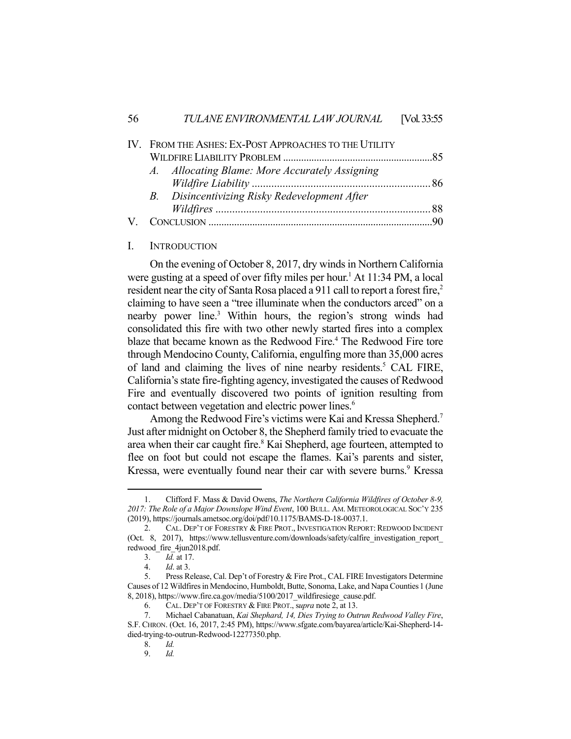IV. FROM THE ASHES: EX-POST APPROACHES TO THE UTILITY WILDFIRE LIABILITY PROBLEM ......................................................... 85
  A. *Allocating Blame: More Accurately Assigning Wildfire Liability* ................................................................ 86
  B. *Disincentivizing Risky Redevelopment After Wildfires* ............................................................................ 88
V. CONCLUSION ..................................................................................... 90

## I. INTRODUCTION

On the evening of October 8, 2017, dry winds in Northern California were gusting at a speed of over fifty miles per hour.[1] At 11:34 PM, a local resident near the city of Santa Rosa placed a 911 call to report a forest fire,[2] claiming to have seen a "tree illuminate when the conductors arced" on a nearby power line.[3] Within hours, the region's strong winds had consolidated this fire with two other newly started fires into a complex blaze that became known as the Redwood Fire.[4] The Redwood Fire tore through Mendocino County, California, engulfing more than 35,000 acres of land and claiming the lives of nine nearby residents.[5] CAL FIRE, California's state fire-fighting agency, investigated the causes of Redwood Fire and eventually discovered two points of ignition resulting from contact between vegetation and electric power lines.[6]

Among the Redwood Fire's victims were Kai and Kressa Shepherd.[7] Just after midnight on October 8, the Shepherd family tried to evacuate the area when their car caught fire.[8] Kai Shepherd, age fourteen, attempted to flee on foot but could not escape the flames. Kai's parents and sister, Kressa, were eventually found near their car with severe burns.[9] Kressa

---

1. Clifford F. Mass & David Owens, *The Northern California Wildfires of October 8-9, 2017: The Role of a Major Downslope Wind Event*, 100 BULL. AM. METEOROLOGICAL SOC'Y 235 (2019), https://journals.ametsoc.org/doi/pdf/10.1175/BAMS-D-18-0037.1.
2. CAL. DEP'T OF FORESTRY & FIRE PROT., INVESTIGATION REPORT: REDWOOD INCIDENT (Oct. 8, 2017), https://www.tellusventure.com/downloads/safety/calfire_investigation_report_redwood_fire_4jun2018.pdf.
3. *Id.* at 17.
4. *Id*. at 3.
5. Press Release, Cal. Dep't of Forestry & Fire Prot., CAL FIRE Investigators Determine Causes of 12 Wildfires in Mendocino, Humboldt, Butte, Sonoma, Lake, and Napa Counties 1 (June 8, 2018), https://www.fire.ca.gov/media/5100/2017_wildfiresiege_cause.pdf.
6. CAL. DEP'T OF FORESTRY & FIRE PROT., s*upra* note 2, at 13.
7. Michael Cabanatuan, *Kai Shephard, 14, Dies Trying to Outrun Redwood Valley Fire*, S.F. CHRON. (Oct. 16, 2017, 2:45 PM), https://www.sfgate.com/bayarea/article/Kai-Shepherd-14-died-trying-to-outrun-Redwood-12277350.php.
8. *Id.*
9. *Id.*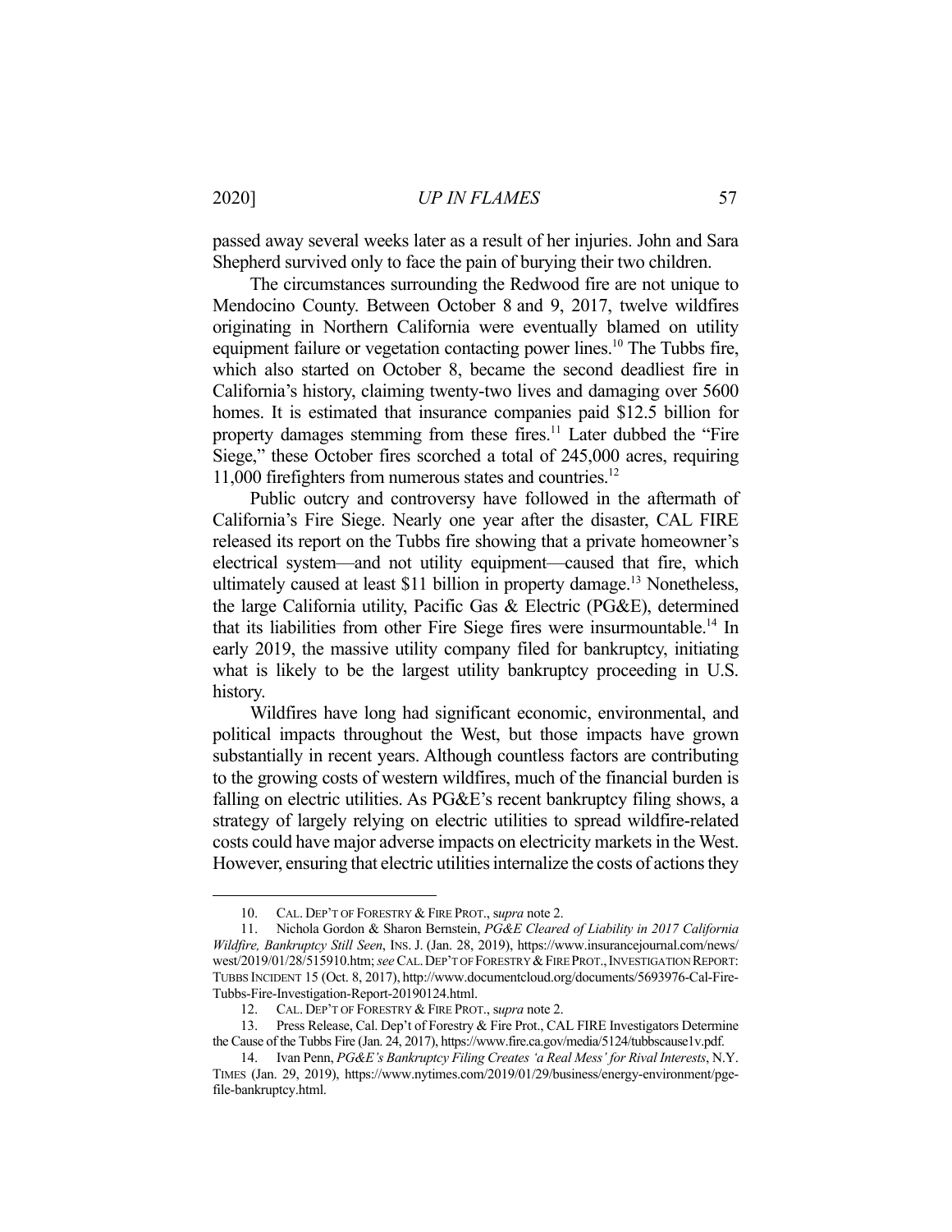passed away several weeks later as a result of her injuries. John and Sara Shepherd survived only to face the pain of burying their two children.

The circumstances surrounding the Redwood fire are not unique to Mendocino County. Between October 8 and 9, 2017, twelve wildfires originating in Northern California were eventually blamed on utility equipment failure or vegetation contacting power lines.[10] The Tubbs fire, which also started on October 8, became the second deadliest fire in California's history, claiming twenty-two lives and damaging over 5600 homes. It is estimated that insurance companies paid $12.5 billion for property damages stemming from these fires.[11] Later dubbed the "Fire Siege," these October fires scorched a total of 245,000 acres, requiring 11,000 firefighters from numerous states and countries.[12]

Public outcry and controversy have followed in the aftermath of California's Fire Siege. Nearly one year after the disaster, CAL FIRE released its report on the Tubbs fire showing that a private homeowner's electrical system—and not utility equipment—caused that fire, which ultimately caused at least $11 billion in property damage.[13] Nonetheless, the large California utility, Pacific Gas & Electric (PG&E), determined that its liabilities from other Fire Siege fires were insurmountable.[14] In early 2019, the massive utility company filed for bankruptcy, initiating what is likely to be the largest utility bankruptcy proceeding in U.S. history.

Wildfires have long had significant economic, environmental, and political impacts throughout the West, but those impacts have grown substantially in recent years. Although countless factors are contributing to the growing costs of western wildfires, much of the financial burden is falling on electric utilities. As PG&E's recent bankruptcy filing shows, a strategy of largely relying on electric utilities to spread wildfire-related costs could have major adverse impacts on electricity markets in the West. However, ensuring that electric utilities internalize the costs of actions they

---

10. CAL. DEP'T OF FORESTRY & FIRE PROT., *supra* note 2.

11. Nichola Gordon & Sharon Bernstein, *PG&E Cleared of Liability in 2017 California Wildfire, Bankruptcy Still Seen*, INS. J. (Jan. 28, 2019), https://www.insurancejournal.com/news/west/2019/01/28/515910.htm; *see* CAL. DEP'T OF FORESTRY & FIRE PROT., INVESTIGATION REPORT: TUBBS INCIDENT 15 (Oct. 8, 2017), http://www.documentcloud.org/documents/5693976-Cal-Fire-Tubbs-Fire-Investigation-Report-20190124.html.

12. CAL. DEP'T OF FORESTRY & FIRE PROT., *supra* note 2.

13. Press Release, Cal. Dep't of Forestry & Fire Prot., CAL FIRE Investigators Determine the Cause of the Tubbs Fire (Jan. 24, 2017), https://www.fire.ca.gov/media/5124/tubbscause1v.pdf.

14. Ivan Penn, *PG&E's Bankruptcy Filing Creates 'a Real Mess' for Rival Interests*, N.Y. TIMES (Jan. 29, 2019), https://www.nytimes.com/2019/01/29/business/energy-environment/pge-file-bankruptcy.html.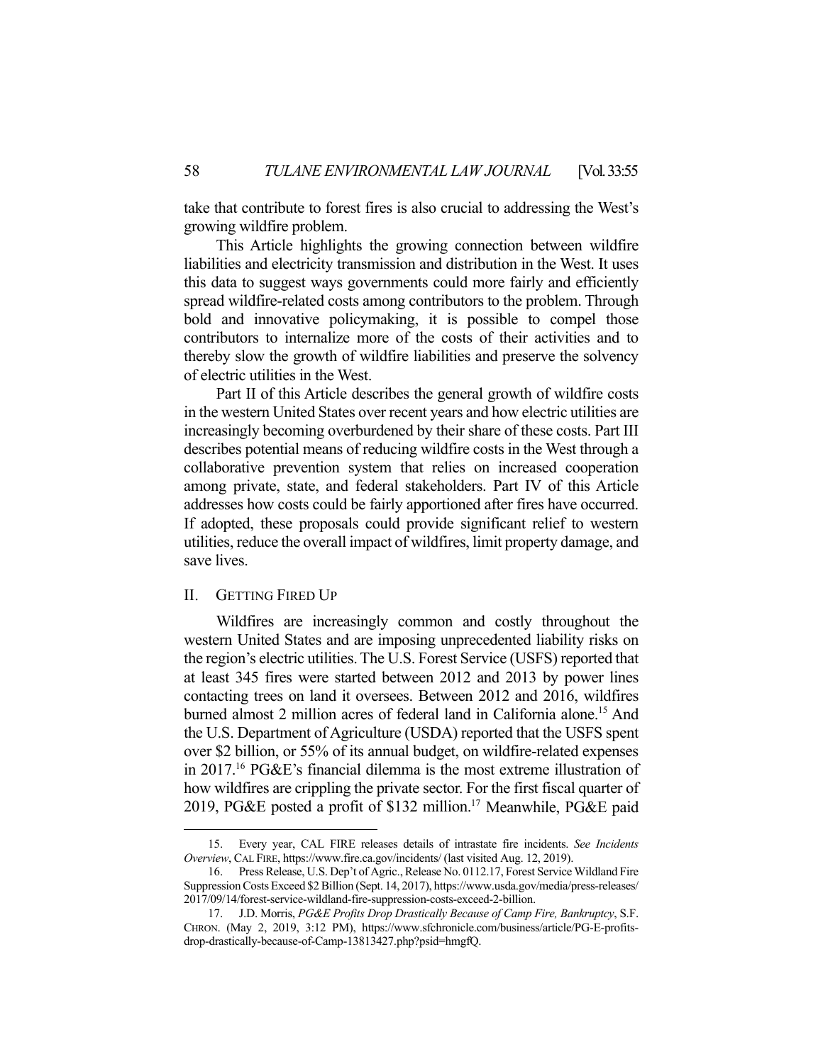take that contribute to forest fires is also crucial to addressing the West's growing wildfire problem.

This Article highlights the growing connection between wildfire liabilities and electricity transmission and distribution in the West. It uses this data to suggest ways governments could more fairly and efficiently spread wildfire-related costs among contributors to the problem. Through bold and innovative policymaking, it is possible to compel those contributors to internalize more of the costs of their activities and to thereby slow the growth of wildfire liabilities and preserve the solvency of electric utilities in the West.

Part II of this Article describes the general growth of wildfire costs in the western United States over recent years and how electric utilities are increasingly becoming overburdened by their share of these costs. Part III describes potential means of reducing wildfire costs in the West through a collaborative prevention system that relies on increased cooperation among private, state, and federal stakeholders. Part IV of this Article addresses how costs could be fairly apportioned after fires have occurred. If adopted, these proposals could provide significant relief to western utilities, reduce the overall impact of wildfires, limit property damage, and save lives.

## II. GETTING FIRED UP

Wildfires are increasingly common and costly throughout the western United States and are imposing unprecedented liability risks on the region's electric utilities. The U.S. Forest Service (USFS) reported that at least 345 fires were started between 2012 and 2013 by power lines contacting trees on land it oversees. Between 2012 and 2016, wildfires burned almost 2 million acres of federal land in California alone.[15] And the U.S. Department of Agriculture (USDA) reported that the USFS spent over $2 billion, or 55% of its annual budget, on wildfire-related expenses in 2017.[16] PG&E's financial dilemma is the most extreme illustration of how wildfires are crippling the private sector. For the first fiscal quarter of 2019, PG&E posted a profit of $132 million.[17] Meanwhile, PG&E paid

---

15. Every year, CAL FIRE releases details of intrastate fire incidents. *See Incidents Overview*, CAL FIRE, https://www.fire.ca.gov/incidents/ (last visited Aug. 12, 2019).

16. Press Release, U.S. Dep't of Agric., Release No. 0112.17, Forest Service Wildland Fire Suppression Costs Exceed $2 Billion (Sept. 14, 2017), https://www.usda.gov/media/press-releases/2017/09/14/forest-service-wildland-fire-suppression-costs-exceed-2-billion.

17. J.D. Morris, *PG&E Profits Drop Drastically Because of Camp Fire, Bankruptcy*, S.F. CHRON. (May 2, 2019, 3:12 PM), https://www.sfchronicle.com/business/article/PG-E-profits-drop-drastically-because-of-Camp-13813427.php?psid=hmgfQ.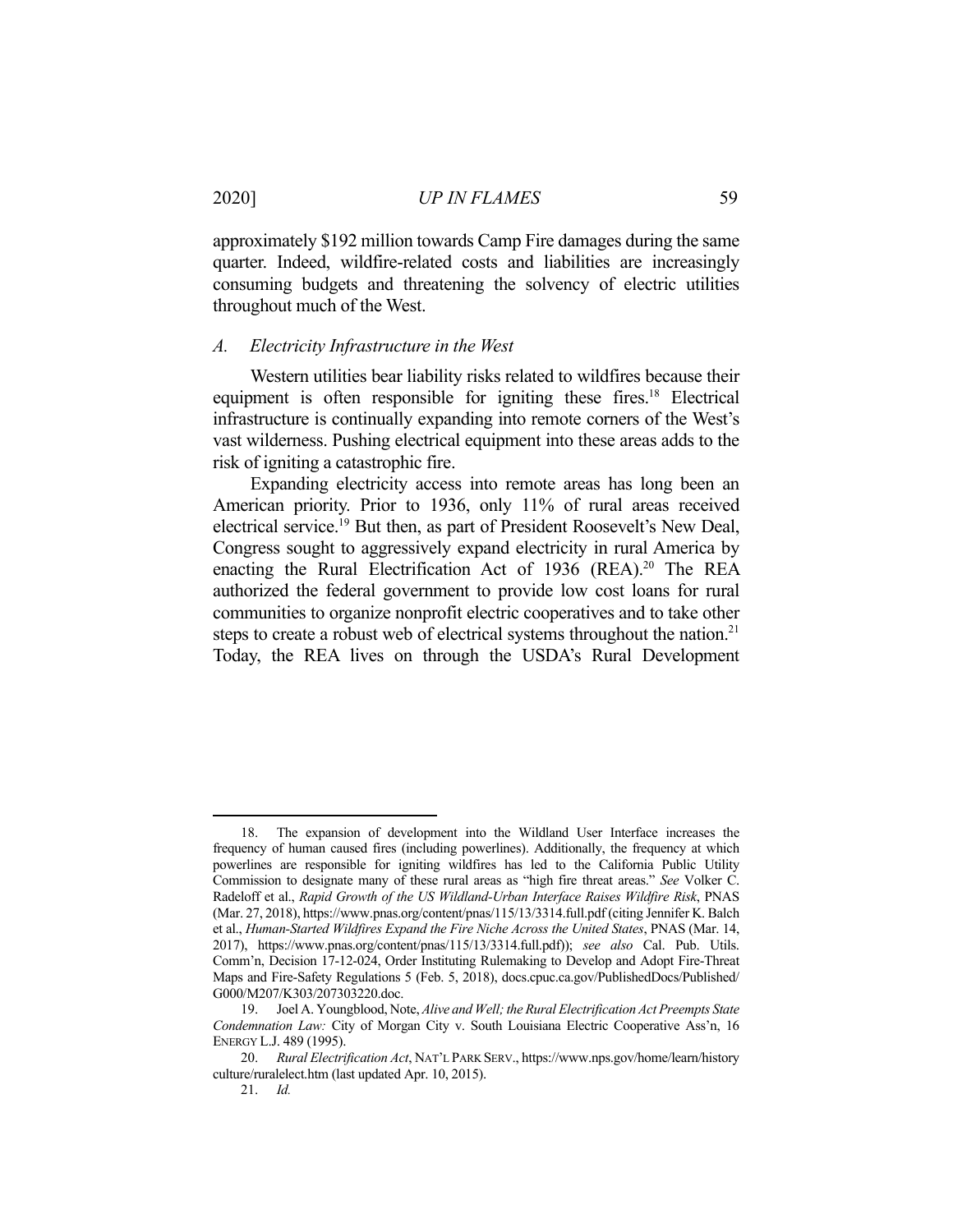approximately $192 million towards Camp Fire damages during the same quarter. Indeed, wildfire-related costs and liabilities are increasingly consuming budgets and threatening the solvency of electric utilities throughout much of the West.

### *A. Electricity Infrastructure in the West*

Western utilities bear liability risks related to wildfires because their equipment is often responsible for igniting these fires.[18] Electrical infrastructure is continually expanding into remote corners of the West's vast wilderness. Pushing electrical equipment into these areas adds to the risk of igniting a catastrophic fire.

Expanding electricity access into remote areas has long been an American priority. Prior to 1936, only 11% of rural areas received electrical service.[19] But then, as part of President Roosevelt's New Deal, Congress sought to aggressively expand electricity in rural America by enacting the Rural Electrification Act of 1936 (REA).[20] The REA authorized the federal government to provide low cost loans for rural communities to organize nonprofit electric cooperatives and to take other steps to create a robust web of electrical systems throughout the nation.[21] Today, the REA lives on through the USDA's Rural Development

---

18. The expansion of development into the Wildland User Interface increases the frequency of human caused fires (including powerlines). Additionally, the frequency at which powerlines are responsible for igniting wildfires has led to the California Public Utility Commission to designate many of these rural areas as "high fire threat areas." *See* Volker C. Radeloff et al., *Rapid Growth of the US Wildland-Urban Interface Raises Wildfire Risk*, PNAS (Mar. 27, 2018), https://www.pnas.org/content/pnas/115/13/3314.full.pdf (citing Jennifer K. Balch et al., *Human-Started Wildfires Expand the Fire Niche Across the United States*, PNAS (Mar. 14, 2017), https://www.pnas.org/content/pnas/115/13/3314.full.pdf)); *see also* Cal. Pub. Utils. Comm'n, Decision 17-12-024, Order Instituting Rulemaking to Develop and Adopt Fire-Threat Maps and Fire-Safety Regulations 5 (Feb. 5, 2018), docs.cpuc.ca.gov/PublishedDocs/Published/G000/M207/K303/207303220.doc.

19. Joel A. Youngblood, Note, *Alive and Well; the Rural Electrification Act Preempts State Condemnation Law:* City of Morgan City v. South Louisiana Electric Cooperative Ass'n, 16 ENERGY L.J. 489 (1995).

20. *Rural Electrification Act*, NAT'L PARK SERV., https://www.nps.gov/home/learn/historyculture/ruralelect.htm (last updated Apr. 10, 2015).

21. *Id.*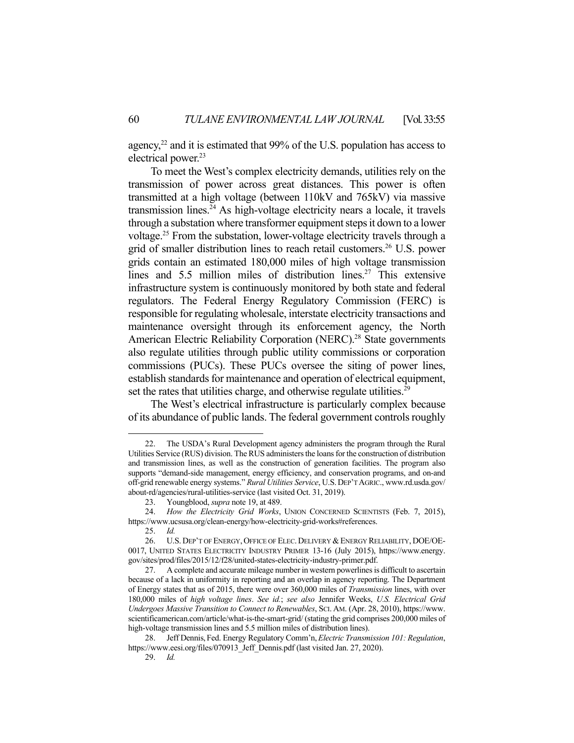agency,[22] and it is estimated that 99% of the U.S. population has access to electrical power.[23]

To meet the West's complex electricity demands, utilities rely on the transmission of power across great distances. This power is often transmitted at a high voltage (between 110kV and 765kV) via massive transmission lines.[24] As high-voltage electricity nears a locale, it travels through a substation where transformer equipment steps it down to a lower voltage.[25] From the substation, lower-voltage electricity travels through a grid of smaller distribution lines to reach retail customers.[26] U.S. power grids contain an estimated 180,000 miles of high voltage transmission lines and 5.5 million miles of distribution lines.[27] This extensive infrastructure system is continuously monitored by both state and federal regulators. The Federal Energy Regulatory Commission (FERC) is responsible for regulating wholesale, interstate electricity transactions and maintenance oversight through its enforcement agency, the North American Electric Reliability Corporation (NERC).[28] State governments also regulate utilities through public utility commissions or corporation commissions (PUCs). These PUCs oversee the siting of power lines, establish standards for maintenance and operation of electrical equipment, set the rates that utilities charge, and otherwise regulate utilities.[29]

The West's electrical infrastructure is particularly complex because of its abundance of public lands. The federal government controls roughly

---

22. The USDA's Rural Development agency administers the program through the Rural Utilities Service (RUS) division. The RUS administers the loans for the construction of distribution and transmission lines, as well as the construction of generation facilities. The program also supports "demand-side management, energy efficiency, and conservation programs, and on-and off-grid renewable energy systems." *Rural Utilities Service*, U.S. DEP'T AGRIC., www.rd.usda.gov/about-rd/agencies/rural-utilities-service (last visited Oct. 31, 2019).

23. Youngblood, *supra* note 19, at 489.

24. *How the Electricity Grid Works*, UNION CONCERNED SCIENTISTS (Feb. 7, 2015), https://www.ucsusa.org/clean-energy/how-electricity-grid-works#references.

25. *Id.*

26. U.S. DEP'T OF ENERGY, OFFICE OF ELEC. DELIVERY & ENERGY RELIABILITY, DOE/OE-0017, UNITED STATES ELECTRICITY INDUSTRY PRIMER 13-16 (July 2015), https://www.energy.gov/sites/prod/files/2015/12/f28/united-states-electricity-industry-primer.pdf.

27. A complete and accurate mileage number in western powerlines is difficult to ascertain because of a lack in uniformity in reporting and an overlap in agency reporting. The Department of Energy states that as of 2015, there were over 360,000 miles of *Transmission* lines, with over 180,000 miles of *high voltage lines*. *See id.*; *see also* Jennifer Weeks, *U.S. Electrical Grid Undergoes Massive Transition to Connect to Renewables*, SCI. AM. (Apr. 28, 2010), https://www.scientificamerican.com/article/what-is-the-smart-grid/ (stating the grid comprises 200,000 miles of high-voltage transmission lines and 5.5 million miles of distribution lines).

28. Jeff Dennis, Fed. Energy Regulatory Comm'n, *Electric Transmission 101: Regulation*, https://www.eesi.org/files/070913_Jeff_Dennis.pdf (last visited Jan. 27, 2020).

29. *Id.*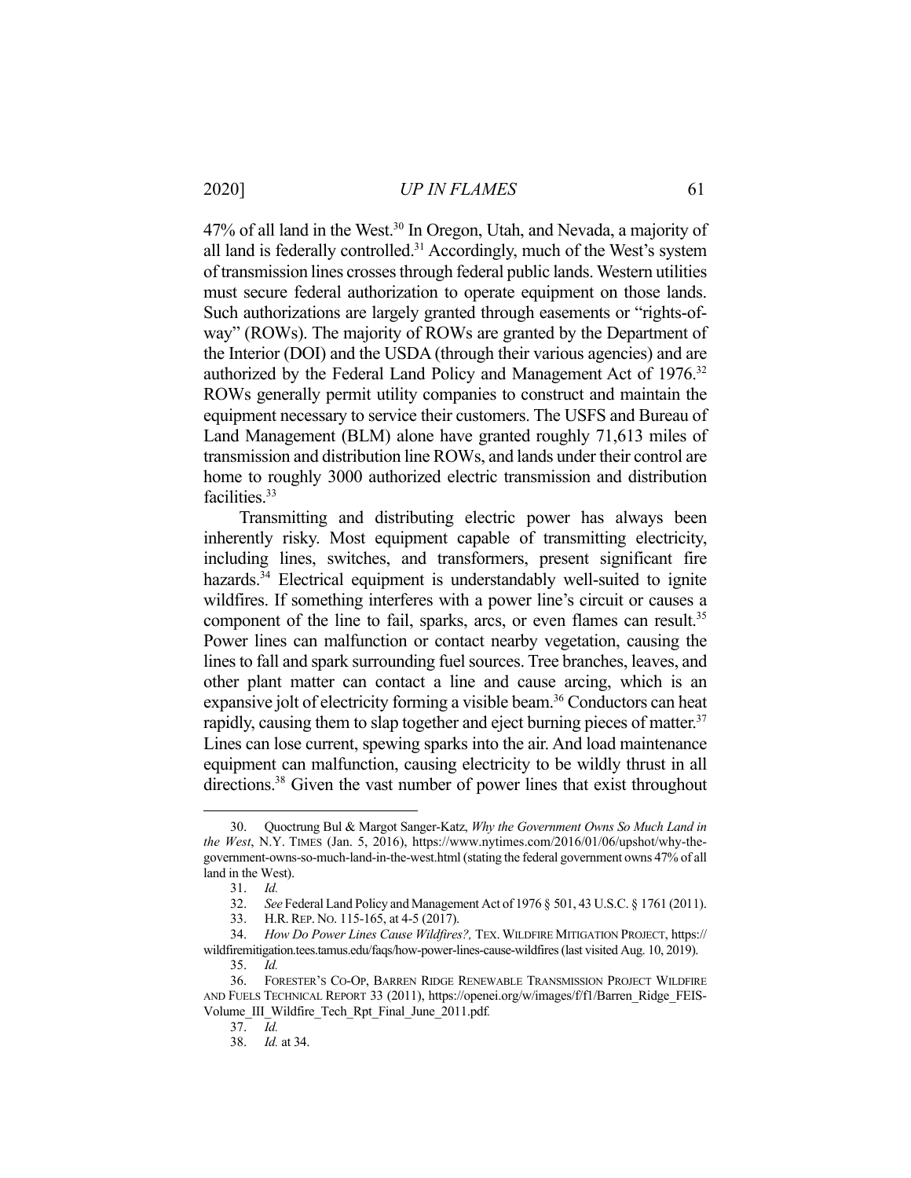47% of all land in the West.[30] In Oregon, Utah, and Nevada, a majority of all land is federally controlled.[31] Accordingly, much of the West's system of transmission lines crosses through federal public lands. Western utilities must secure federal authorization to operate equipment on those lands. Such authorizations are largely granted through easements or "rights-of-way" (ROWs). The majority of ROWs are granted by the Department of the Interior (DOI) and the USDA (through their various agencies) and are authorized by the Federal Land Policy and Management Act of 1976.[32] ROWs generally permit utility companies to construct and maintain the equipment necessary to service their customers. The USFS and Bureau of Land Management (BLM) alone have granted roughly 71,613 miles of transmission and distribution line ROWs, and lands under their control are home to roughly 3000 authorized electric transmission and distribution facilities.[33]

Transmitting and distributing electric power has always been inherently risky. Most equipment capable of transmitting electricity, including lines, switches, and transformers, present significant fire hazards.[34] Electrical equipment is understandably well-suited to ignite wildfires. If something interferes with a power line's circuit or causes a component of the line to fail, sparks, arcs, or even flames can result.[35] Power lines can malfunction or contact nearby vegetation, causing the lines to fall and spark surrounding fuel sources. Tree branches, leaves, and other plant matter can contact a line and cause arcing, which is an expansive jolt of electricity forming a visible beam.[36] Conductors can heat rapidly, causing them to slap together and eject burning pieces of matter.[37] Lines can lose current, spewing sparks into the air. And load maintenance equipment can malfunction, causing electricity to be wildly thrust in all directions.[38] Given the vast number of power lines that exist throughout

---

30. Quoctrung Bul & Margot Sanger-Katz, *Why the Government Owns So Much Land in the West*, N.Y. TIMES (Jan. 5, 2016), https://www.nytimes.com/2016/01/06/upshot/why-the-government-owns-so-much-land-in-the-west.html (stating the federal government owns 47% of all land in the West).

31. *Id.*

32. *See* Federal Land Policy and Management Act of 1976 § 501, 43 U.S.C. § 1761 (2011).

33. H.R. REP. NO. 115-165, at 4-5 (2017).

34. *How Do Power Lines Cause Wildfires?,* TEX. WILDFIRE MITIGATION PROJECT, https://wildfiremitigation.tees.tamus.edu/faqs/how-power-lines-cause-wildfires (last visited Aug. 10, 2019).

35. *Id.*

36. FORESTER'S CO-OP, BARREN RIDGE RENEWABLE TRANSMISSION PROJECT WILDFIRE AND FUELS TECHNICAL REPORT 33 (2011), https://openei.org/w/images/f/f1/Barren_Ridge_FEIS-Volume_III_Wildfire_Tech_Rpt_Final_June_2011.pdf.

37. *Id.*

38. *Id.* at 34.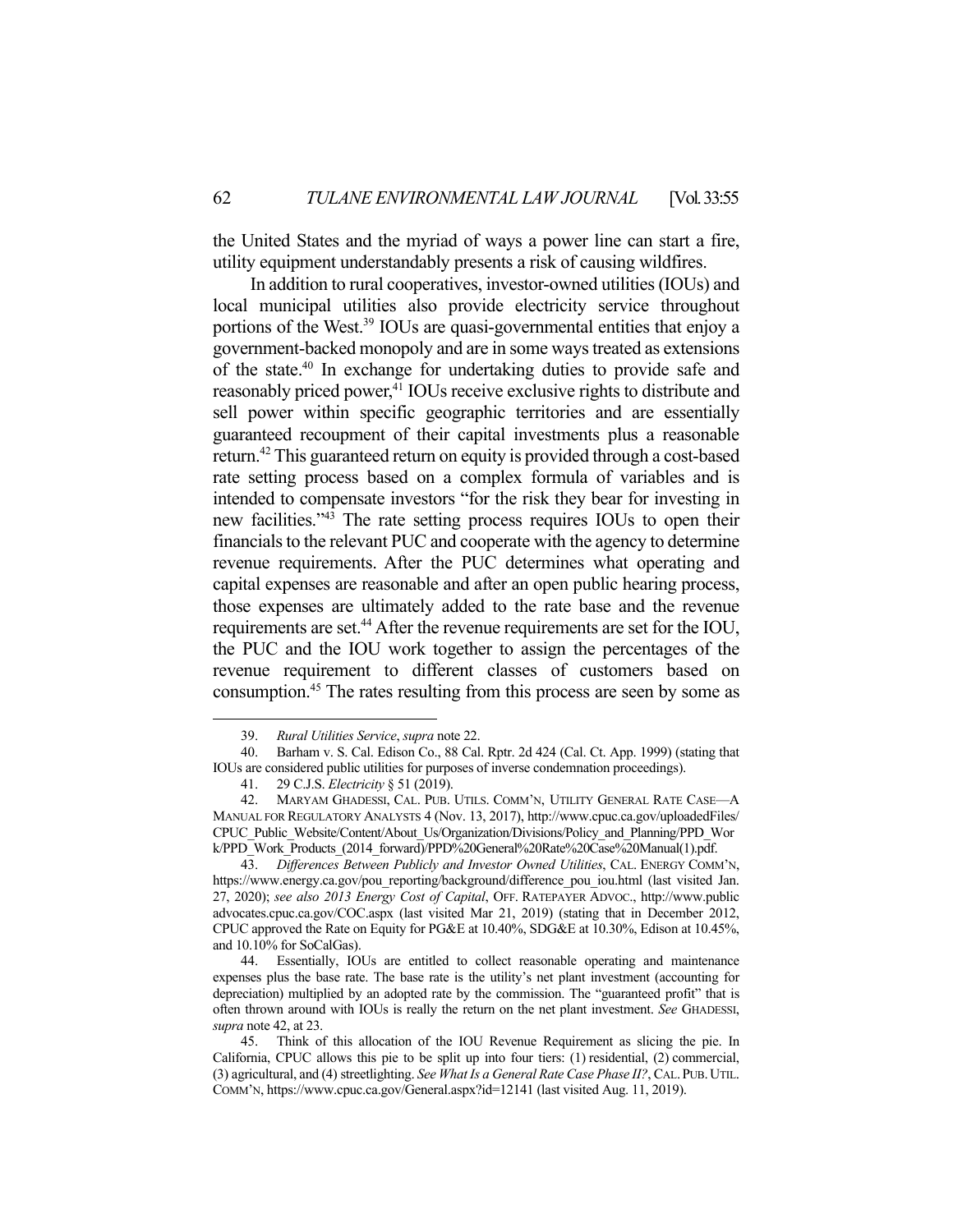the United States and the myriad of ways a power line can start a fire, utility equipment understandably presents a risk of causing wildfires.

In addition to rural cooperatives, investor-owned utilities (IOUs) and local municipal utilities also provide electricity service throughout portions of the West.[39] IOUs are quasi-governmental entities that enjoy a government-backed monopoly and are in some ways treated as extensions of the state.[40] In exchange for undertaking duties to provide safe and reasonably priced power,[41] IOUs receive exclusive rights to distribute and sell power within specific geographic territories and are essentially guaranteed recoupment of their capital investments plus a reasonable return.[42] This guaranteed return on equity is provided through a cost-based rate setting process based on a complex formula of variables and is intended to compensate investors "for the risk they bear for investing in new facilities."[43] The rate setting process requires IOUs to open their financials to the relevant PUC and cooperate with the agency to determine revenue requirements. After the PUC determines what operating and capital expenses are reasonable and after an open public hearing process, those expenses are ultimately added to the rate base and the revenue requirements are set.[44] After the revenue requirements are set for the IOU, the PUC and the IOU work together to assign the percentages of the revenue requirement to different classes of customers based on consumption.[45] The rates resulting from this process are seen by some as

---

39. *Rural Utilities Service*, *supra* note 22.

40. Barham v. S. Cal. Edison Co., 88 Cal. Rptr. 2d 424 (Cal. Ct. App. 1999) (stating that IOUs are considered public utilities for purposes of inverse condemnation proceedings).

41. 29 C.J.S. *Electricity* § 51 (2019).

42. MARYAM GHADESSI, CAL. PUB. UTILS. COMM'N, UTILITY GENERAL RATE CASE—A MANUAL FOR REGULATORY ANALYSTS 4 (Nov. 13, 2017), http://www.cpuc.ca.gov/uploadedFiles/CPUC_Public_Website/Content/About_Us/Organization/Divisions/Policy_and_Planning/PPD_Work/PPD_Work_Products_(2014_forward)/PPD%20General%20Rate%20Case%20Manual(1).pdf.

43. *Differences Between Publicly and Investor Owned Utilities*, CAL. ENERGY COMM'N, https://www.energy.ca.gov/pou_reporting/background/difference_pou_iou.html (last visited Jan. 27, 2020); *see also 2013 Energy Cost of Capital*, OFF. RATEPAYER ADVOC., http://www.publicadvocates.cpuc.ca.gov/COC.aspx (last visited Mar 21, 2019) (stating that in December 2012, CPUC approved the Rate on Equity for PG&E at 10.40%, SDG&E at 10.30%, Edison at 10.45%, and 10.10% for SoCalGas).

44. Essentially, IOUs are entitled to collect reasonable operating and maintenance expenses plus the base rate. The base rate is the utility's net plant investment (accounting for depreciation) multiplied by an adopted rate by the commission. The "guaranteed profit" that is often thrown around with IOUs is really the return on the net plant investment. *See* GHADESSI, *supra* note 42, at 23.

45. Think of this allocation of the IOU Revenue Requirement as slicing the pie. In California, CPUC allows this pie to be split up into four tiers: (1) residential, (2) commercial, (3) agricultural, and (4) streetlighting. *See What Is a General Rate Case Phase II?*, CAL. PUB. UTIL. COMM'N, https://www.cpuc.ca.gov/General.aspx?id=12141 (last visited Aug. 11, 2019).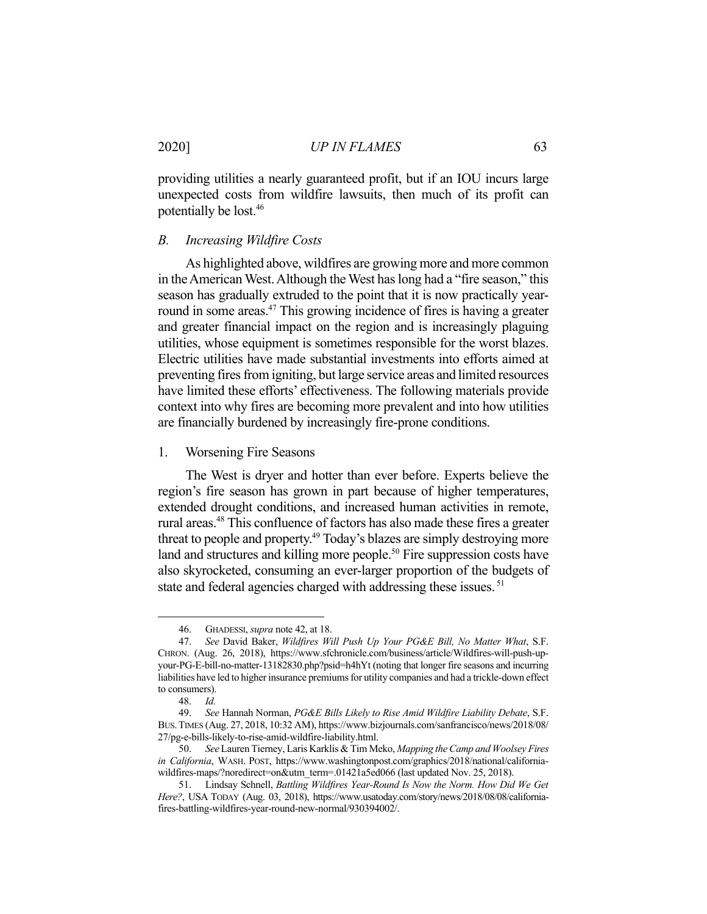providing utilities a nearly guaranteed profit, but if an IOU incurs large unexpected costs from wildfire lawsuits, then much of its profit can potentially be lost.[46]

### *B. Increasing Wildfire Costs*

As highlighted above, wildfires are growing more and more common in the American West. Although the West has long had a "fire season," this season has gradually extruded to the point that it is now practically year-round in some areas.[47] This growing incidence of fires is having a greater and greater financial impact on the region and is increasingly plaguing utilities, whose equipment is sometimes responsible for the worst blazes. Electric utilities have made substantial investments into efforts aimed at preventing fires from igniting, but large service areas and limited resources have limited these efforts' effectiveness. The following materials provide context into why fires are becoming more prevalent and into how utilities are financially burdened by increasingly fire-prone conditions.

#### 1. Worsening Fire Seasons

The West is dryer and hotter than ever before. Experts believe the region's fire season has grown in part because of higher temperatures, extended drought conditions, and increased human activities in remote, rural areas.[48] This confluence of factors has also made these fires a greater threat to people and property.[49] Today's blazes are simply destroying more land and structures and killing more people.[50] Fire suppression costs have also skyrocketed, consuming an ever-larger proportion of the budgets of state and federal agencies charged with addressing these issues.[51]

---

46. GHADESSI, *supra* note 42, at 18.

47. *See* David Baker, *Wildfires Will Push Up Your PG&E Bill, No Matter What*, S.F. CHRON. (Aug. 26, 2018), https://www.sfchronicle.com/business/article/Wildfires-will-push-up-your-PG-E-bill-no-matter-13182830.php?psid=h4hYt (noting that longer fire seasons and incurring liabilities have led to higher insurance premiums for utility companies and had a trickle-down effect to consumers).

48. *Id.*

49. *See* Hannah Norman, *PG&E Bills Likely to Rise Amid Wildfire Liability Debate*, S.F. BUS. TIMES (Aug. 27, 2018, 10:32 AM), https://www.bizjournals.com/sanfrancisco/news/2018/08/27/pg-e-bills-likely-to-rise-amid-wildfire-liability.html.

50. *See* Lauren Tierney, Laris Karklis & Tim Meko, *Mapping the Camp and Woolsey Fires in California*, WASH. POST, https://www.washingtonpost.com/graphics/2018/national/california-wildfires-maps/?noredirect=on&utm_term=.01421a5ed066 (last updated Nov. 25, 2018).

51. Lindsay Schnell, *Battling Wildfires Year-Round Is Now the Norm. How Did We Get Here?*, USA TODAY (Aug. 03, 2018), https://www.usatoday.com/story/news/2018/08/08/california-fires-battling-wildfires-year-round-new-normal/930394002/.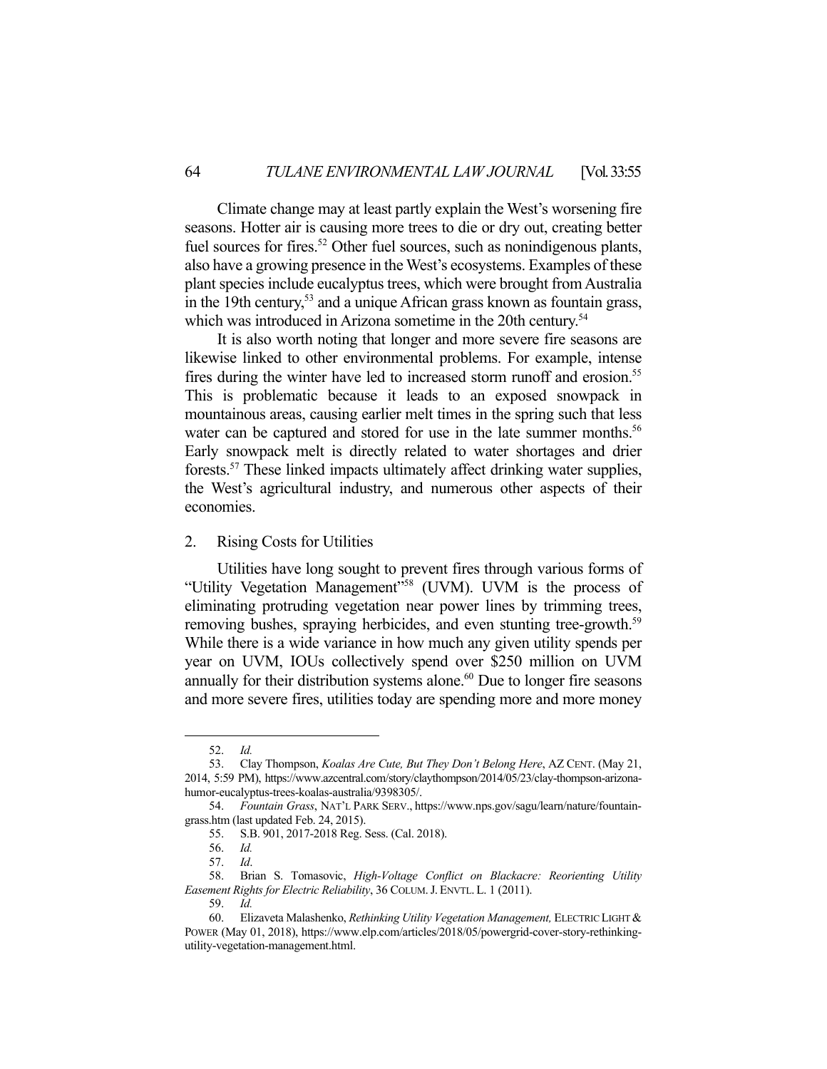Climate change may at least partly explain the West's worsening fire seasons. Hotter air is causing more trees to die or dry out, creating better fuel sources for fires.[52] Other fuel sources, such as nonindigenous plants, also have a growing presence in the West's ecosystems. Examples of these plant species include eucalyptus trees, which were brought from Australia in the 19th century,[53] and a unique African grass known as fountain grass, which was introduced in Arizona sometime in the 20th century.[54]

It is also worth noting that longer and more severe fire seasons are likewise linked to other environmental problems. For example, intense fires during the winter have led to increased storm runoff and erosion.[55] This is problematic because it leads to an exposed snowpack in mountainous areas, causing earlier melt times in the spring such that less water can be captured and stored for use in the late summer months.[56] Early snowpack melt is directly related to water shortages and drier forests.[57] These linked impacts ultimately affect drinking water supplies, the West's agricultural industry, and numerous other aspects of their economies.

### 2. Rising Costs for Utilities

Utilities have long sought to prevent fires through various forms of "Utility Vegetation Management"[58] (UVM). UVM is the process of eliminating protruding vegetation near power lines by trimming trees, removing bushes, spraying herbicides, and even stunting tree-growth.[59] While there is a wide variance in how much any given utility spends per year on UVM, IOUs collectively spend over $250 million on UVM annually for their distribution systems alone.[60] Due to longer fire seasons and more severe fires, utilities today are spending more and more money

---

52. *Id.*

53. Clay Thompson, *Koalas Are Cute, But They Don't Belong Here*, AZ CENT. (May 21, 2014, 5:59 PM), https://www.azcentral.com/story/claythompson/2014/05/23/clay-thompson-arizona-humor-eucalyptus-trees-koalas-australia/9398305/.

54. *Fountain Grass*, NAT'L PARK SERV., https://www.nps.gov/sagu/learn/nature/fountain-grass.htm (last updated Feb. 24, 2015).

55. S.B. 901, 2017-2018 Reg. Sess. (Cal. 2018).

56. *Id.*

57. *Id*.

58. Brian S. Tomasovic, *High-Voltage Conflict on Blackacre: Reorienting Utility Easement Rights for Electric Reliability*, 36 COLUM. J. ENVTL. L. 1 (2011).

59. *Id.*

60. Elizaveta Malashenko, *Rethinking Utility Vegetation Management,* ELECTRIC LIGHT & POWER (May 01, 2018), https://www.elp.com/articles/2018/05/powergrid-cover-story-rethinking-utility-vegetation-management.html.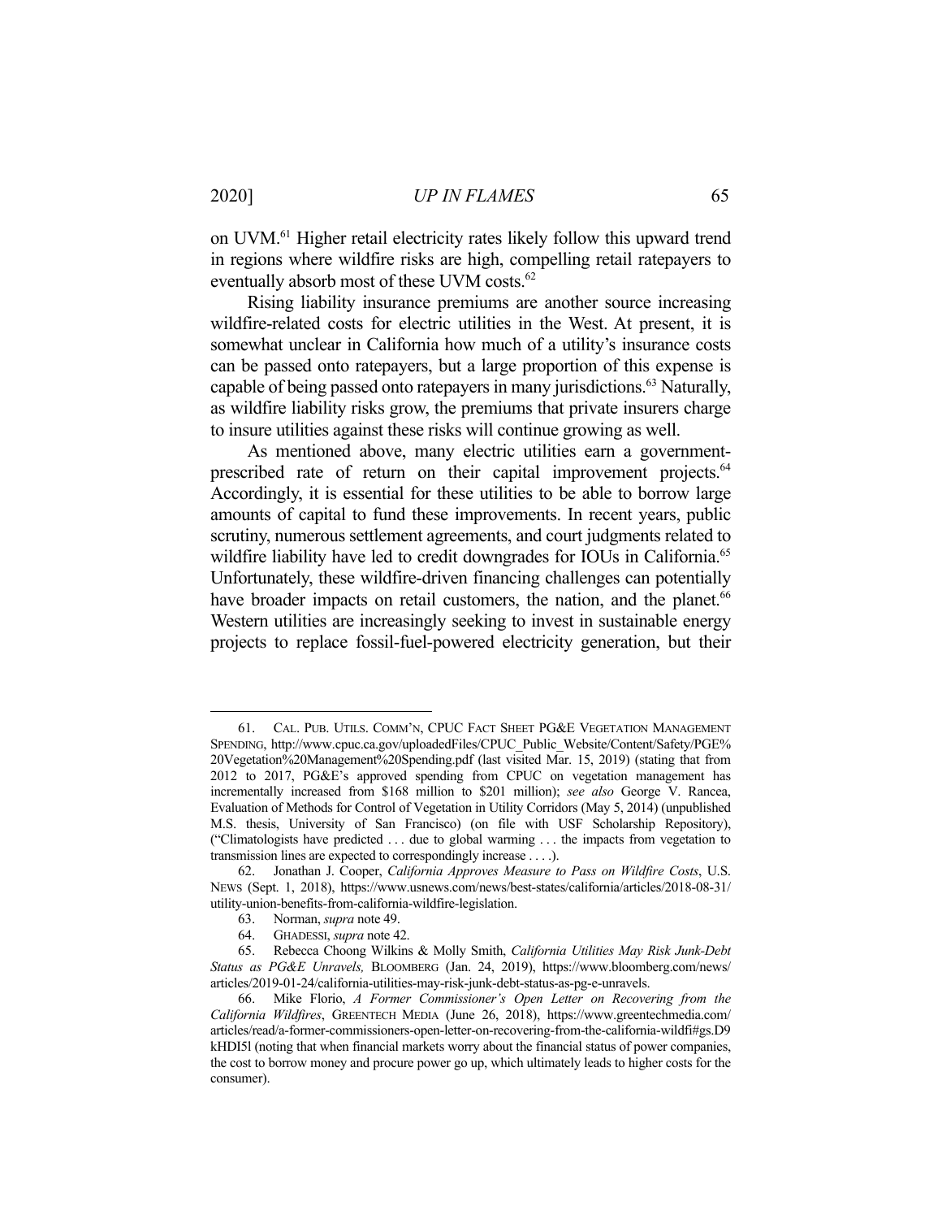on UVM.[61] Higher retail electricity rates likely follow this upward trend in regions where wildfire risks are high, compelling retail ratepayers to eventually absorb most of these UVM costs.[62]

Rising liability insurance premiums are another source increasing wildfire-related costs for electric utilities in the West. At present, it is somewhat unclear in California how much of a utility's insurance costs can be passed onto ratepayers, but a large proportion of this expense is capable of being passed onto ratepayers in many jurisdictions.[63] Naturally, as wildfire liability risks grow, the premiums that private insurers charge to insure utilities against these risks will continue growing as well.

As mentioned above, many electric utilities earn a government-prescribed rate of return on their capital improvement projects.[64] Accordingly, it is essential for these utilities to be able to borrow large amounts of capital to fund these improvements. In recent years, public scrutiny, numerous settlement agreements, and court judgments related to wildfire liability have led to credit downgrades for IOUs in California.[65] Unfortunately, these wildfire-driven financing challenges can potentially have broader impacts on retail customers, the nation, and the planet.[66] Western utilities are increasingly seeking to invest in sustainable energy projects to replace fossil-fuel-powered electricity generation, but their

---

61. CAL. PUB. UTILS. COMM'N, CPUC FACT SHEET PG&E VEGETATION MANAGEMENT SPENDING, http://www.cpuc.ca.gov/uploadedFiles/CPUC_Public_Website/Content/Safety/PGE%20Vegetation%20Management%20Spending.pdf (last visited Mar. 15, 2019) (stating that from 2012 to 2017, PG&E's approved spending from CPUC on vegetation management has incrementally increased from $168 million to $201 million); *see also* George V. Rancea, Evaluation of Methods for Control of Vegetation in Utility Corridors (May 5, 2014) (unpublished M.S. thesis, University of San Francisco) (on file with USF Scholarship Repository), ("Climatologists have predicted . . . due to global warming . . . the impacts from vegetation to transmission lines are expected to correspondingly increase . . . .).

62. Jonathan J. Cooper, *California Approves Measure to Pass on Wildfire Costs*, U.S. NEWS (Sept. 1, 2018), https://www.usnews.com/news/best-states/california/articles/2018-08-31/utility-union-benefits-from-california-wildfire-legislation.

63. Norman, *supra* note 49.

64. GHADESSI, *supra* note 42.

65. Rebecca Choong Wilkins & Molly Smith, *California Utilities May Risk Junk-Debt Status as PG&E Unravels,* BLOOMBERG (Jan. 24, 2019), https://www.bloomberg.com/news/articles/2019-01-24/california-utilities-may-risk-junk-debt-status-as-pg-e-unravels.

66. Mike Florio, *A Former Commissioner's Open Letter on Recovering from the California Wildfires*, GREENTECH MEDIA (June 26, 2018), https://www.greentechmedia.com/articles/read/a-former-commissioners-open-letter-on-recovering-from-the-california-wildfi#gs.D9kHDI5l (noting that when financial markets worry about the financial status of power companies, the cost to borrow money and procure power go up, which ultimately leads to higher costs for the consumer).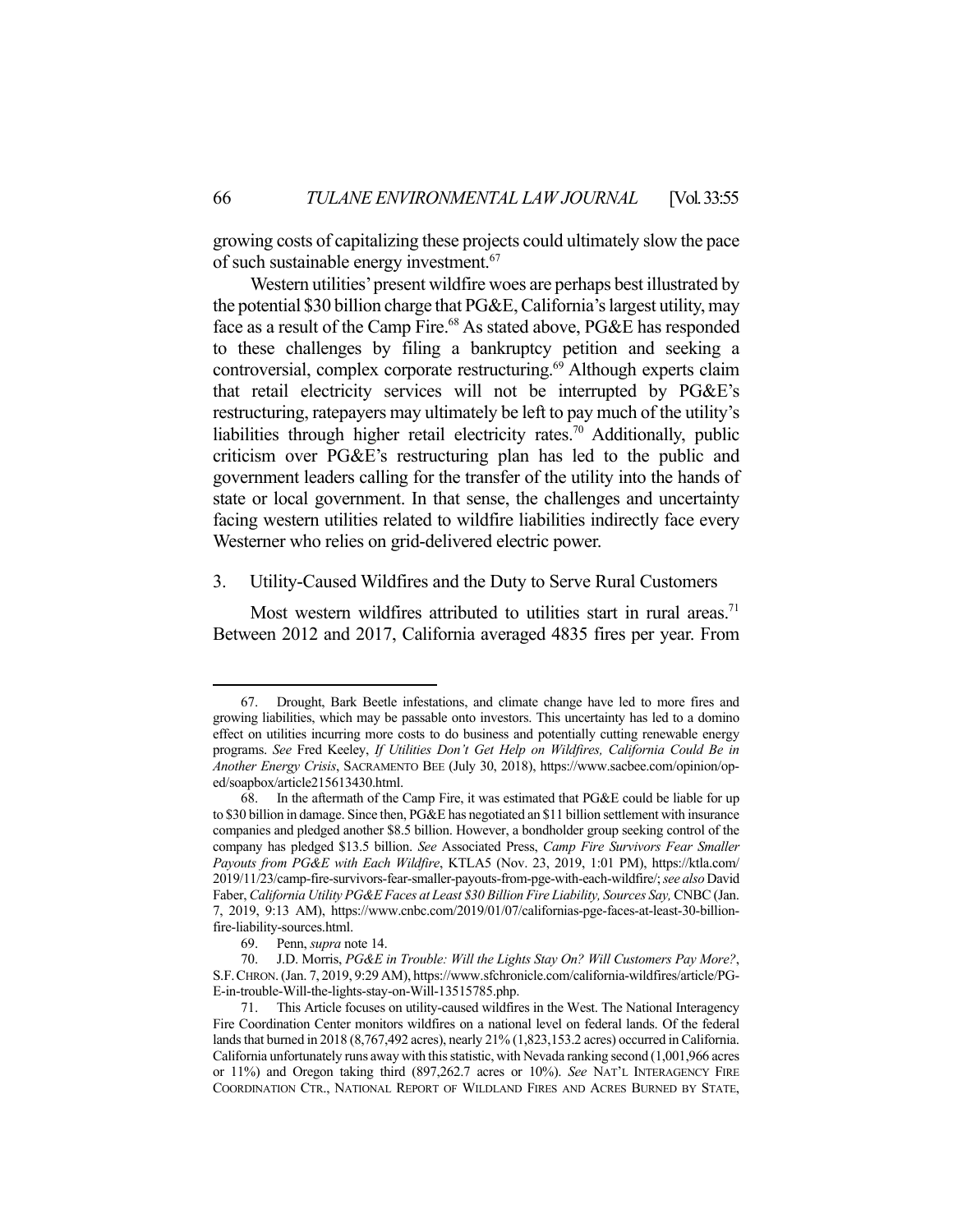growing costs of capitalizing these projects could ultimately slow the pace of such sustainable energy investment.[67]

Western utilities' present wildfire woes are perhaps best illustrated by the potential $30 billion charge that PG&E, California's largest utility, may face as a result of the Camp Fire.[68] As stated above, PG&E has responded to these challenges by filing a bankruptcy petition and seeking a controversial, complex corporate restructuring.[69] Although experts claim that retail electricity services will not be interrupted by PG&E's restructuring, ratepayers may ultimately be left to pay much of the utility's liabilities through higher retail electricity rates.[70] Additionally, public criticism over PG&E's restructuring plan has led to the public and government leaders calling for the transfer of the utility into the hands of state or local government. In that sense, the challenges and uncertainty facing western utilities related to wildfire liabilities indirectly face every Westerner who relies on grid-delivered electric power.

3. Utility-Caused Wildfires and the Duty to Serve Rural Customers

Most western wildfires attributed to utilities start in rural areas.[71] Between 2012 and 2017, California averaged 4835 fires per year. From

---

67. Drought, Bark Beetle infestations, and climate change have led to more fires and growing liabilities, which may be passable onto investors. This uncertainty has led to a domino effect on utilities incurring more costs to do business and potentially cutting renewable energy programs. *See* Fred Keeley, *If Utilities Don't Get Help on Wildfires, California Could Be in Another Energy Crisis*, SACRAMENTO BEE (July 30, 2018), https://www.sacbee.com/opinion/op-ed/soapbox/article215613430.html.

68. In the aftermath of the Camp Fire, it was estimated that PG&E could be liable for up to $30 billion in damage. Since then, PG&E has negotiated an $11 billion settlement with insurance companies and pledged another $8.5 billion. However, a bondholder group seeking control of the company has pledged $13.5 billion. *See* Associated Press, *Camp Fire Survivors Fear Smaller Payouts from PG&E with Each Wildfire*, KTLA5 (Nov. 23, 2019, 1:01 PM), https://ktla.com/2019/11/23/camp-fire-survivors-fear-smaller-payouts-from-pge-with-each-wildfire/; *see also* David Faber, *California Utility PG&E Faces at Least $30 Billion Fire Liability, Sources Say,* CNBC (Jan. 7, 2019, 9:13 AM), https://www.cnbc.com/2019/01/07/californias-pge-faces-at-least-30-billion-fire-liability-sources.html.

69. Penn, *supra* note 14.

70. J.D. Morris, *PG&E in Trouble: Will the Lights Stay On? Will Customers Pay More?*, S.F. CHRON. (Jan. 7, 2019, 9:29 AM), https://www.sfchronicle.com/california-wildfires/article/PG-E-in-trouble-Will-the-lights-stay-on-Will-13515785.php.

71. This Article focuses on utility-caused wildfires in the West. The National Interagency Fire Coordination Center monitors wildfires on a national level on federal lands. Of the federal lands that burned in 2018 (8,767,492 acres), nearly 21% (1,823,153.2 acres) occurred in California. California unfortunately runs away with this statistic, with Nevada ranking second (1,001,966 acres or 11%) and Oregon taking third (897,262.7 acres or 10%). *See* NAT'L INTERAGENCY FIRE COORDINATION CTR., NATIONAL REPORT OF WILDLAND FIRES AND ACRES BURNED BY STATE,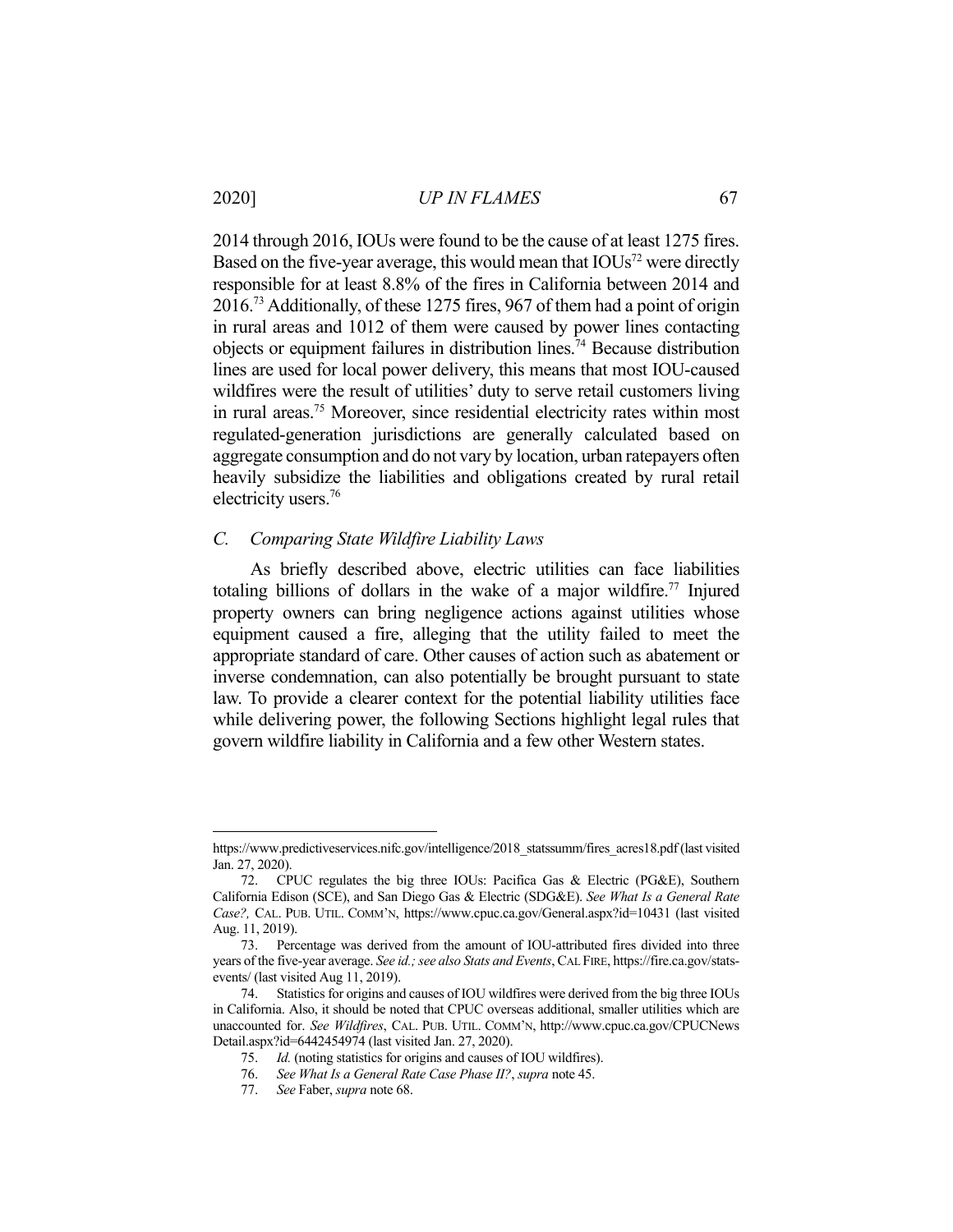2014 through 2016, IOUs were found to be the cause of at least 1275 fires. Based on the five-year average, this would mean that IOUs[72] were directly responsible for at least 8.8% of the fires in California between 2014 and 2016.[73] Additionally, of these 1275 fires, 967 of them had a point of origin in rural areas and 1012 of them were caused by power lines contacting objects or equipment failures in distribution lines.[74] Because distribution lines are used for local power delivery, this means that most IOU-caused wildfires were the result of utilities' duty to serve retail customers living in rural areas.[75] Moreover, since residential electricity rates within most regulated-generation jurisdictions are generally calculated based on aggregate consumption and do not vary by location, urban ratepayers often heavily subsidize the liabilities and obligations created by rural retail electricity users.[76]

### *C. Comparing State Wildfire Liability Laws*

As briefly described above, electric utilities can face liabilities totaling billions of dollars in the wake of a major wildfire.[77] Injured property owners can bring negligence actions against utilities whose equipment caused a fire, alleging that the utility failed to meet the appropriate standard of care. Other causes of action such as abatement or inverse condemnation, can also potentially be brought pursuant to state law. To provide a clearer context for the potential liability utilities face while delivering power, the following Sections highlight legal rules that govern wildfire liability in California and a few other Western states.

---

https://www.predictiveservices.nifc.gov/intelligence/2018_statssumm/fires_acres18.pdf (last visited Jan. 27, 2020).

72. CPUC regulates the big three IOUs: Pacifica Gas & Electric (PG&E), Southern California Edison (SCE), and San Diego Gas & Electric (SDG&E). *See What Is a General Rate Case?,* CAL. PUB. UTIL. COMM'N, https://www.cpuc.ca.gov/General.aspx?id=10431 (last visited Aug. 11, 2019).

73. Percentage was derived from the amount of IOU-attributed fires divided into three years of the five-year average. *See id.; see also Stats and Events*, CAL FIRE, https://fire.ca.gov/stats-events/ (last visited Aug 11, 2019).

74. Statistics for origins and causes of IOU wildfires were derived from the big three IOUs in California. Also, it should be noted that CPUC overseas additional, smaller utilities which are unaccounted for. *See Wildfires*, CAL. PUB. UTIL. COMM'N, http://www.cpuc.ca.gov/CPUCNewsDetail.aspx?id=6442454974 (last visited Jan. 27, 2020).

75. *Id.* (noting statistics for origins and causes of IOU wildfires).

76. *See What Is a General Rate Case Phase II?*, *supra* note 45.

77. *See* Faber, *supra* note 68.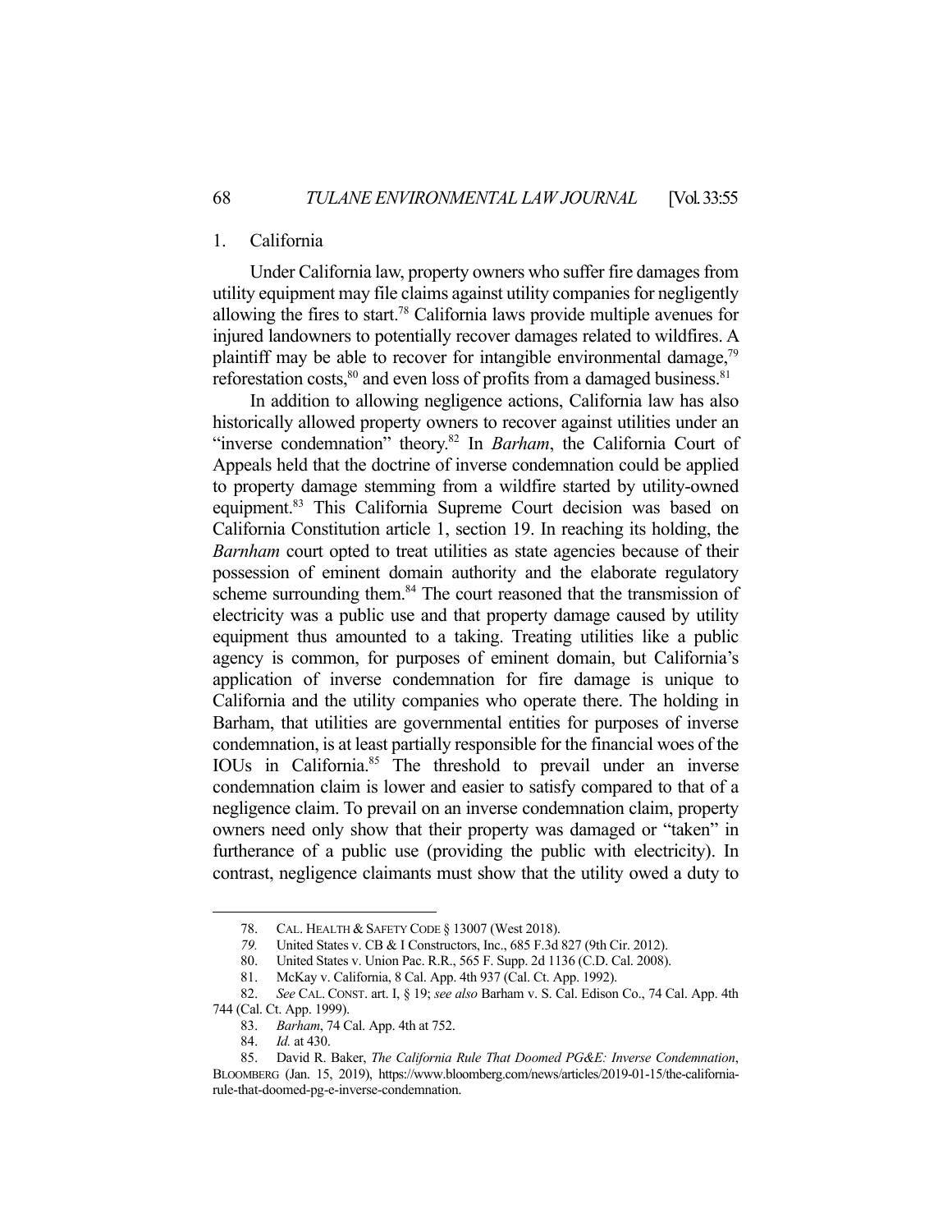### 1. California

Under California law, property owners who suffer fire damages from utility equipment may file claims against utility companies for negligently allowing the fires to start.[78] California laws provide multiple avenues for injured landowners to potentially recover damages related to wildfires. A plaintiff may be able to recover for intangible environmental damage,[79] reforestation costs,[80] and even loss of profits from a damaged business.[81]

In addition to allowing negligence actions, California law has also historically allowed property owners to recover against utilities under an "inverse condemnation" theory.[82] In *Barham*, the California Court of Appeals held that the doctrine of inverse condemnation could be applied to property damage stemming from a wildfire started by utility-owned equipment.[83] This California Supreme Court decision was based on California Constitution article 1, section 19. In reaching its holding, the *Barnham* court opted to treat utilities as state agencies because of their possession of eminent domain authority and the elaborate regulatory scheme surrounding them.[84] The court reasoned that the transmission of electricity was a public use and that property damage caused by utility equipment thus amounted to a taking. Treating utilities like a public agency is common, for purposes of eminent domain, but California's application of inverse condemnation for fire damage is unique to California and the utility companies who operate there. The holding in Barham, that utilities are governmental entities for purposes of inverse condemnation, is at least partially responsible for the financial woes of the IOUs in California.[85] The threshold to prevail under an inverse condemnation claim is lower and easier to satisfy compared to that of a negligence claim. To prevail on an inverse condemnation claim, property owners need only show that their property was damaged or "taken" in furtherance of a public use (providing the public with electricity). In contrast, negligence claimants must show that the utility owed a duty to

---

78. CAL. HEALTH & SAFETY CODE § 13007 (West 2018).

*79.* United States v. CB & I Constructors, Inc., 685 F.3d 827 (9th Cir. 2012).

80. United States v. Union Pac. R.R., 565 F. Supp. 2d 1136 (C.D. Cal. 2008).

81. McKay v. California, 8 Cal. App. 4th 937 (Cal. Ct. App. 1992).

82. *See* CAL. CONST. art. I, § 19; *see also* Barham v. S. Cal. Edison Co., 74 Cal. App. 4th 744 (Cal. Ct. App. 1999).

83. *Barham*, 74 Cal. App. 4th at 752.

84. *Id.* at 430.

85. David R. Baker, *The California Rule That Doomed PG&E: Inverse Condemnation*, BLOOMBERG (Jan. 15, 2019), https://www.bloomberg.com/news/articles/2019-01-15/the-california-rule-that-doomed-pg-e-inverse-condemnation.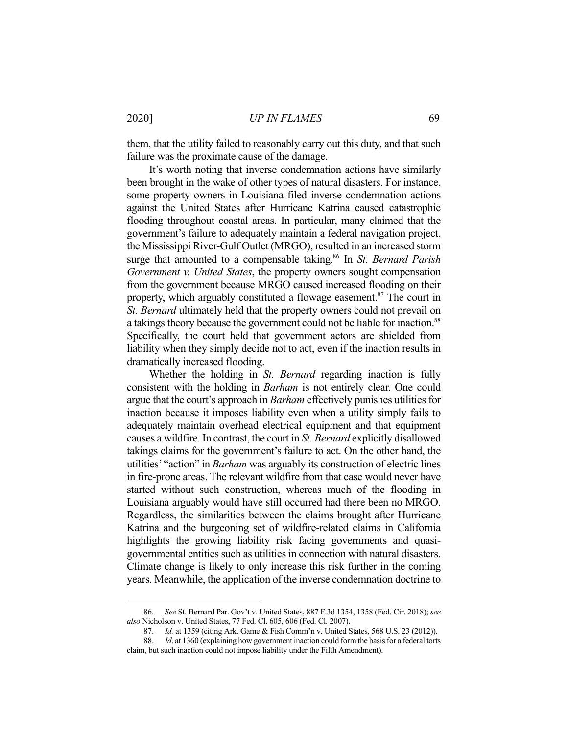them, that the utility failed to reasonably carry out this duty, and that such failure was the proximate cause of the damage.

It's worth noting that inverse condemnation actions have similarly been brought in the wake of other types of natural disasters. For instance, some property owners in Louisiana filed inverse condemnation actions against the United States after Hurricane Katrina caused catastrophic flooding throughout coastal areas. In particular, many claimed that the government's failure to adequately maintain a federal navigation project, the Mississippi River-Gulf Outlet (MRGO), resulted in an increased storm surge that amounted to a compensable taking.[86] In *St. Bernard Parish Government v. United States*, the property owners sought compensation from the government because MRGO caused increased flooding on their property, which arguably constituted a flowage easement.[87] The court in *St. Bernard* ultimately held that the property owners could not prevail on a takings theory because the government could not be liable for inaction.[88] Specifically, the court held that government actors are shielded from liability when they simply decide not to act, even if the inaction results in dramatically increased flooding.

Whether the holding in *St. Bernard* regarding inaction is fully consistent with the holding in *Barham* is not entirely clear. One could argue that the court's approach in *Barham* effectively punishes utilities for inaction because it imposes liability even when a utility simply fails to adequately maintain overhead electrical equipment and that equipment causes a wildfire. In contrast, the court in *St. Bernard* explicitly disallowed takings claims for the government's failure to act. On the other hand, the utilities' "action" in *Barham* was arguably its construction of electric lines in fire-prone areas. The relevant wildfire from that case would never have started without such construction, whereas much of the flooding in Louisiana arguably would have still occurred had there been no MRGO. Regardless, the similarities between the claims brought after Hurricane Katrina and the burgeoning set of wildfire-related claims in California highlights the growing liability risk facing governments and quasi-governmental entities such as utilities in connection with natural disasters. Climate change is likely to only increase this risk further in the coming years. Meanwhile, the application of the inverse condemnation doctrine to

---

86. *See* St. Bernard Par. Gov't v. United States, 887 F.3d 1354, 1358 (Fed. Cir. 2018); *see also* Nicholson v. United States, 77 Fed. Cl. 605, 606 (Fed. Cl. 2007).

87. *Id.* at 1359 (citing Ark. Game & Fish Comm'n v. United States, 568 U.S. 23 (2012)).

88. *Id*. at 1360 (explaining how government inaction could form the basis for a federal torts claim, but such inaction could not impose liability under the Fifth Amendment).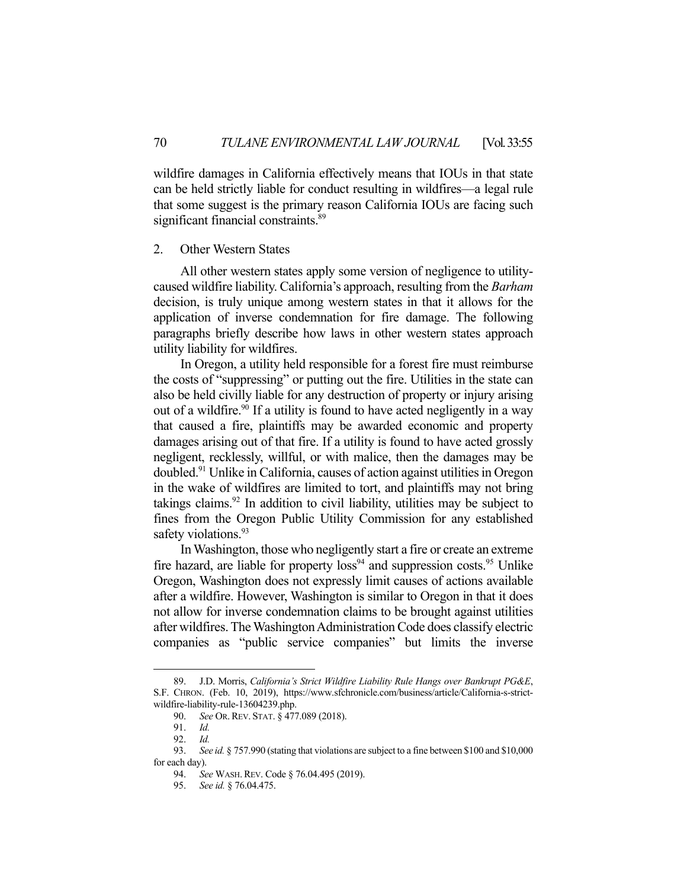wildfire damages in California effectively means that IOUs in that state can be held strictly liable for conduct resulting in wildfires—a legal rule that some suggest is the primary reason California IOUs are facing such significant financial constraints.[89]

### 2. Other Western States

All other western states apply some version of negligence to utility-caused wildfire liability. California's approach, resulting from the *Barham* decision, is truly unique among western states in that it allows for the application of inverse condemnation for fire damage. The following paragraphs briefly describe how laws in other western states approach utility liability for wildfires.

In Oregon, a utility held responsible for a forest fire must reimburse the costs of "suppressing" or putting out the fire. Utilities in the state can also be held civilly liable for any destruction of property or injury arising out of a wildfire.[90] If a utility is found to have acted negligently in a way that caused a fire, plaintiffs may be awarded economic and property damages arising out of that fire. If a utility is found to have acted grossly negligent, recklessly, willful, or with malice, then the damages may be doubled.[91] Unlike in California, causes of action against utilities in Oregon in the wake of wildfires are limited to tort, and plaintiffs may not bring takings claims.[92] In addition to civil liability, utilities may be subject to fines from the Oregon Public Utility Commission for any established safety violations.[93]

In Washington, those who negligently start a fire or create an extreme fire hazard, are liable for property loss[94] and suppression costs.[95] Unlike Oregon, Washington does not expressly limit causes of actions available after a wildfire. However, Washington is similar to Oregon in that it does not allow for inverse condemnation claims to be brought against utilities after wildfires. The Washington Administration Code does classify electric companies as "public service companies" but limits the inverse

---

89. J.D. Morris, *California's Strict Wildfire Liability Rule Hangs over Bankrupt PG&E*, S.F. CHRON. (Feb. 10, 2019), https://www.sfchronicle.com/business/article/California-s-strict-wildfire-liability-rule-13604239.php.

90. *See* OR. REV. STAT. § 477.089 (2018).

91. *Id.*

92. *Id.*

93. *See id.* § 757.990 (stating that violations are subject to a fine between $100 and $10,000 for each day).

94. *See* WASH. REV. Code § 76.04.495 (2019).

95. *See id.* § 76.04.475.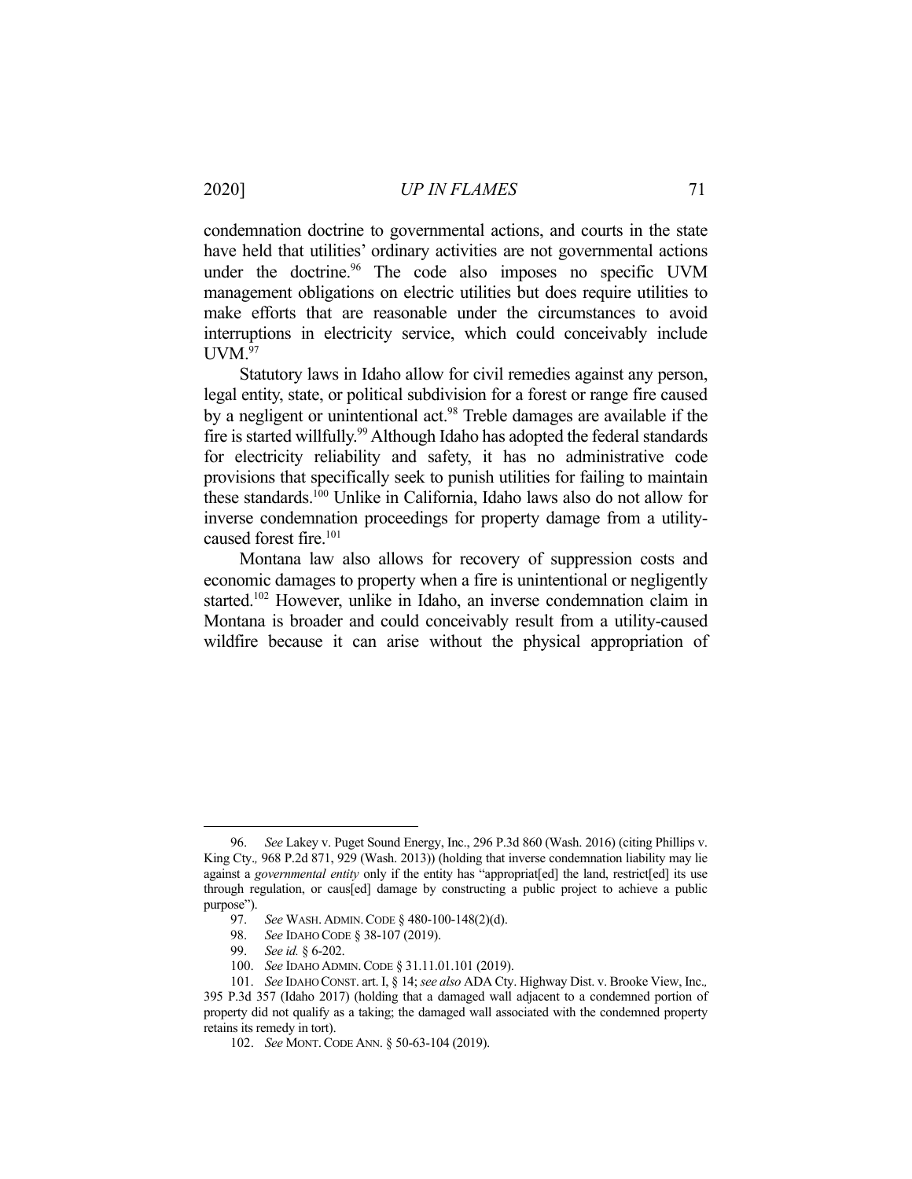condemnation doctrine to governmental actions, and courts in the state have held that utilities' ordinary activities are not governmental actions under the doctrine.[96] The code also imposes no specific UVM management obligations on electric utilities but does require utilities to make efforts that are reasonable under the circumstances to avoid interruptions in electricity service, which could conceivably include UVM.[97]

Statutory laws in Idaho allow for civil remedies against any person, legal entity, state, or political subdivision for a forest or range fire caused by a negligent or unintentional act.[98] Treble damages are available if the fire is started willfully.[99] Although Idaho has adopted the federal standards for electricity reliability and safety, it has no administrative code provisions that specifically seek to punish utilities for failing to maintain these standards.[100] Unlike in California, Idaho laws also do not allow for inverse condemnation proceedings for property damage from a utility-caused forest fire.[101]

Montana law also allows for recovery of suppression costs and economic damages to property when a fire is unintentional or negligently started.[102] However, unlike in Idaho, an inverse condemnation claim in Montana is broader and could conceivably result from a utility-caused wildfire because it can arise without the physical appropriation of

---

96. *See* Lakey v. Puget Sound Energy, Inc., 296 P.3d 860 (Wash. 2016) (citing Phillips v. King Cty., 968 P.2d 871, 929 (Wash. 2013)) (holding that inverse condemnation liability may lie against a *governmental entity* only if the entity has "appropriat[ed] the land, restrict[ed] its use through regulation, or caus[ed] damage by constructing a public project to achieve a public purpose").

97. *See* WASH. ADMIN. CODE § 480-100-148(2)(d).

98. *See* IDAHO CODE § 38-107 (2019).

99. *See id.* § 6-202.

100. *See* IDAHO ADMIN. CODE § 31.11.01.101 (2019).

101. *See* IDAHO CONST. art. I, § 14; *see also* ADA Cty. Highway Dist. v. Brooke View, Inc., 395 P.3d 357 (Idaho 2017) (holding that a damaged wall adjacent to a condemned portion of property did not qualify as a taking; the damaged wall associated with the condemned property retains its remedy in tort).

102. *See* MONT. CODE ANN. § 50-63-104 (2019).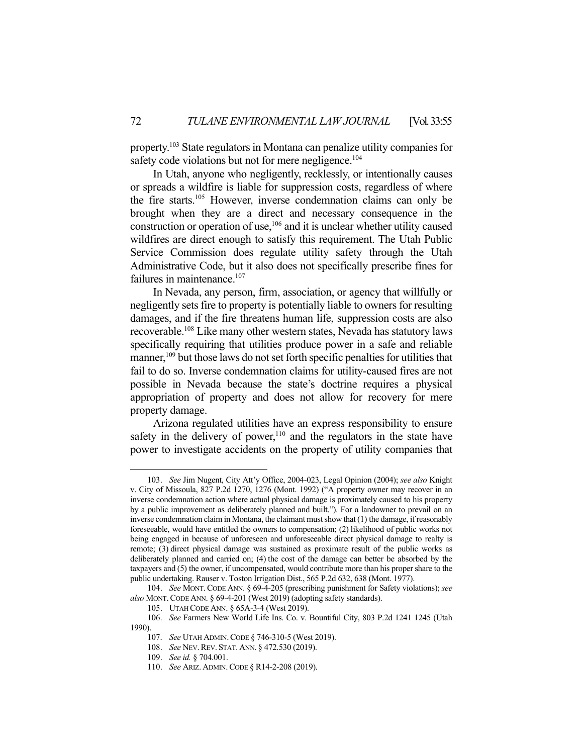property.[103] State regulators in Montana can penalize utility companies for safety code violations but not for mere negligence.[104]

In Utah, anyone who negligently, recklessly, or intentionally causes or spreads a wildfire is liable for suppression costs, regardless of where the fire starts.[105] However, inverse condemnation claims can only be brought when they are a direct and necessary consequence in the construction or operation of use,[106] and it is unclear whether utility caused wildfires are direct enough to satisfy this requirement. The Utah Public Service Commission does regulate utility safety through the Utah Administrative Code, but it also does not specifically prescribe fines for failures in maintenance.[107]

In Nevada, any person, firm, association, or agency that willfully or negligently sets fire to property is potentially liable to owners for resulting damages, and if the fire threatens human life, suppression costs are also recoverable.[108] Like many other western states, Nevada has statutory laws specifically requiring that utilities produce power in a safe and reliable manner,[109] but those laws do not set forth specific penalties for utilities that fail to do so. Inverse condemnation claims for utility-caused fires are not possible in Nevada because the state's doctrine requires a physical appropriation of property and does not allow for recovery for mere property damage.

Arizona regulated utilities have an express responsibility to ensure safety in the delivery of power,[110] and the regulators in the state have power to investigate accidents on the property of utility companies that

---

103. *See* Jim Nugent, City Att'y Office, 2004-023, Legal Opinion (2004); *see also* Knight v. City of Missoula, 827 P.2d 1270, 1276 (Mont. 1992) ("A property owner may recover in an inverse condemnation action where actual physical damage is proximately caused to his property by a public improvement as deliberately planned and built."). For a landowner to prevail on an inverse condemnation claim in Montana, the claimant must show that (1) the damage, if reasonably foreseeable, would have entitled the owners to compensation; (2) likelihood of public works not being engaged in because of unforeseen and unforeseeable direct physical damage to realty is remote; (3) direct physical damage was sustained as proximate result of the public works as deliberately planned and carried on; (4) the cost of the damage can better be absorbed by the taxpayers and (5) the owner, if uncompensated, would contribute more than his proper share to the public undertaking. Rauser v. Toston Irrigation Dist., 565 P.2d 632, 638 (Mont. 1977).

104. *See* MONT. CODE ANN. § 69-4-205 (prescribing punishment for Safety violations); *see also* MONT. CODE ANN. § 69-4-201 (West 2019) (adopting safety standards).

105. UTAH CODE ANN. § 65A-3-4 (West 2019).

106. *See* Farmers New World Life Ins. Co. v. Bountiful City, 803 P.2d 1241 1245 (Utah 1990).

107. *See* UTAH ADMIN. CODE § 746-310-5 (West 2019).

108. *See* NEV. REV. STAT. ANN. § 472.530 (2019).

109. *See id.* § 704.001.

110. *See* ARIZ. ADMIN. CODE § R14-2-208 (2019).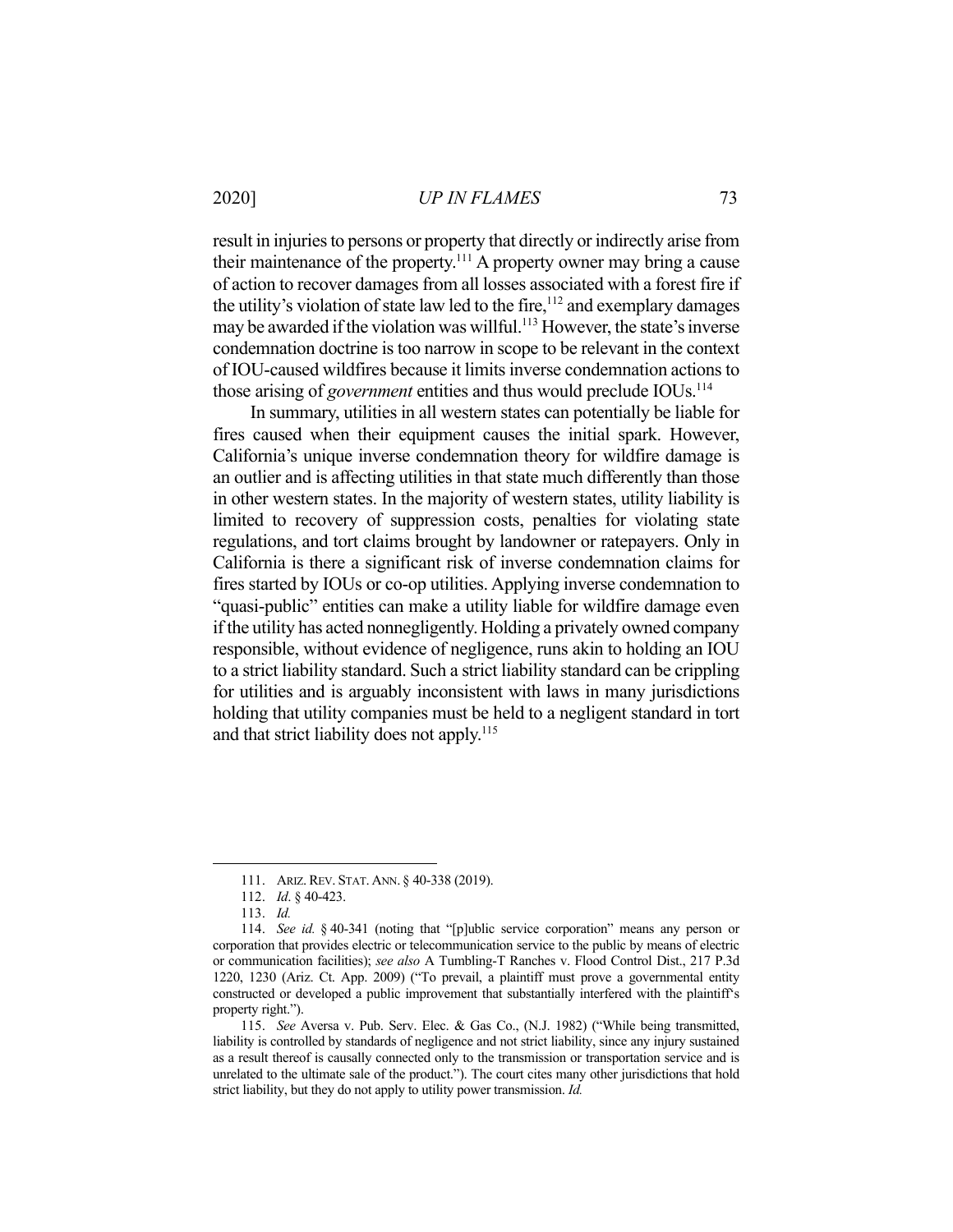result in injuries to persons or property that directly or indirectly arise from their maintenance of the property.[111] A property owner may bring a cause of action to recover damages from all losses associated with a forest fire if the utility's violation of state law led to the fire,[112] and exemplary damages may be awarded if the violation was willful.[113] However, the state's inverse condemnation doctrine is too narrow in scope to be relevant in the context of IOU-caused wildfires because it limits inverse condemnation actions to those arising of *government* entities and thus would preclude IOUs.[114]

In summary, utilities in all western states can potentially be liable for fires caused when their equipment causes the initial spark. However, California's unique inverse condemnation theory for wildfire damage is an outlier and is affecting utilities in that state much differently than those in other western states. In the majority of western states, utility liability is limited to recovery of suppression costs, penalties for violating state regulations, and tort claims brought by landowner or ratepayers. Only in California is there a significant risk of inverse condemnation claims for fires started by IOUs or co-op utilities. Applying inverse condemnation to "quasi-public" entities can make a utility liable for wildfire damage even if the utility has acted nonnegligently. Holding a privately owned company responsible, without evidence of negligence, runs akin to holding an IOU to a strict liability standard. Such a strict liability standard can be crippling for utilities and is arguably inconsistent with laws in many jurisdictions holding that utility companies must be held to a negligent standard in tort and that strict liability does not apply.[115]

---

111. ARIZ. REV. STAT. ANN. § 40-338 (2019).

112. *Id*. § 40-423.

113. *Id.*

114. *See id.* § 40-341 (noting that "[p]ublic service corporation" means any person or corporation that provides electric or telecommunication service to the public by means of electric or communication facilities); *see also* A Tumbling-T Ranches v. Flood Control Dist., 217 P.3d 1220, 1230 (Ariz. Ct. App. 2009) ("To prevail, a plaintiff must prove a governmental entity constructed or developed a public improvement that substantially interfered with the plaintiff's property right.").

115. *See* Aversa v. Pub. Serv. Elec. & Gas Co., (N.J. 1982) ("While being transmitted, liability is controlled by standards of negligence and not strict liability, since any injury sustained as a result thereof is causally connected only to the transmission or transportation service and is unrelated to the ultimate sale of the product."). The court cites many other jurisdictions that hold strict liability, but they do not apply to utility power transmission. *Id.*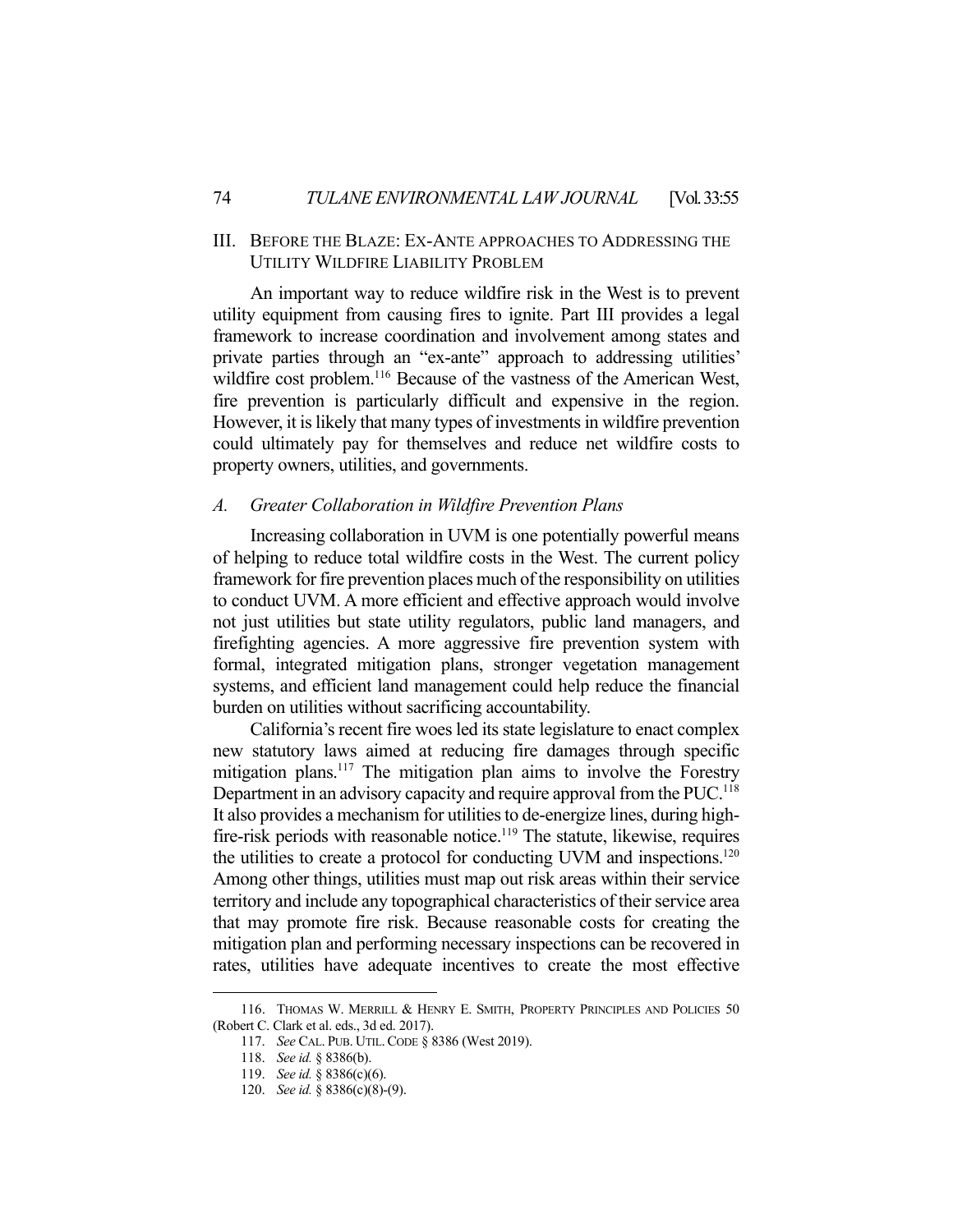## III. Before the Blaze: Ex-Ante approaches to Addressing the Utility Wildfire Liability Problem

An important way to reduce wildfire risk in the West is to prevent utility equipment from causing fires to ignite. Part III provides a legal framework to increase coordination and involvement among states and private parties through an "ex-ante" approach to addressing utilities' wildfire cost problem.[116] Because of the vastness of the American West, fire prevention is particularly difficult and expensive in the region. However, it is likely that many types of investments in wildfire prevention could ultimately pay for themselves and reduce net wildfire costs to property owners, utilities, and governments.

### A. *Greater Collaboration in Wildfire Prevention Plans*

Increasing collaboration in UVM is one potentially powerful means of helping to reduce total wildfire costs in the West. The current policy framework for fire prevention places much of the responsibility on utilities to conduct UVM. A more efficient and effective approach would involve not just utilities but state utility regulators, public land managers, and firefighting agencies. A more aggressive fire prevention system with formal, integrated mitigation plans, stronger vegetation management systems, and efficient land management could help reduce the financial burden on utilities without sacrificing accountability.

California's recent fire woes led its state legislature to enact complex new statutory laws aimed at reducing fire damages through specific mitigation plans.[117] The mitigation plan aims to involve the Forestry Department in an advisory capacity and require approval from the PUC.[118] It also provides a mechanism for utilities to de-energize lines, during high-fire-risk periods with reasonable notice.[119] The statute, likewise, requires the utilities to create a protocol for conducting UVM and inspections.[120] Among other things, utilities must map out risk areas within their service territory and include any topographical characteristics of their service area that may promote fire risk. Because reasonable costs for creating the mitigation plan and performing necessary inspections can be recovered in rates, utilities have adequate incentives to create the most effective

---

116. Thomas W. Merrill & Henry E. Smith, Property Principles and Policies 50 (Robert C. Clark et al. eds., 3d ed. 2017).

117. *See* Cal. Pub. Util. Code § 8386 (West 2019).

118. *See id.* § 8386(b).

119. *See id.* § 8386(c)(6).

120. *See id.* § 8386(c)(8)-(9).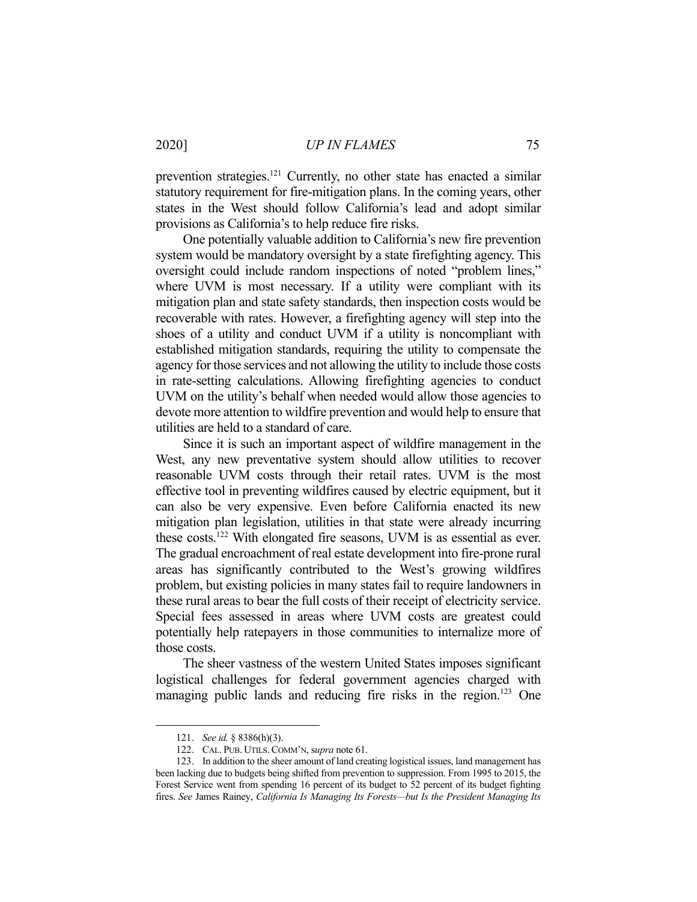prevention strategies.[121] Currently, no other state has enacted a similar statutory requirement for fire-mitigation plans. In the coming years, other states in the West should follow California's lead and adopt similar provisions as California's to help reduce fire risks.

One potentially valuable addition to California's new fire prevention system would be mandatory oversight by a state firefighting agency. This oversight could include random inspections of noted "problem lines," where UVM is most necessary. If a utility were compliant with its mitigation plan and state safety standards, then inspection costs would be recoverable with rates. However, a firefighting agency will step into the shoes of a utility and conduct UVM if a utility is noncompliant with established mitigation standards, requiring the utility to compensate the agency for those services and not allowing the utility to include those costs in rate-setting calculations. Allowing firefighting agencies to conduct UVM on the utility's behalf when needed would allow those agencies to devote more attention to wildfire prevention and would help to ensure that utilities are held to a standard of care.

Since it is such an important aspect of wildfire management in the West, any new preventative system should allow utilities to recover reasonable UVM costs through their retail rates. UVM is the most effective tool in preventing wildfires caused by electric equipment, but it can also be very expensive. Even before California enacted its new mitigation plan legislation, utilities in that state were already incurring these costs.[122] With elongated fire seasons, UVM is as essential as ever. The gradual encroachment of real estate development into fire-prone rural areas has significantly contributed to the West's growing wildfires problem, but existing policies in many states fail to require landowners in these rural areas to bear the full costs of their receipt of electricity service. Special fees assessed in areas where UVM costs are greatest could potentially help ratepayers in those communities to internalize more of those costs.

The sheer vastness of the western United States imposes significant logistical challenges for federal government agencies charged with managing public lands and reducing fire risks in the region.[123] One

---

121. *See id.* § 8386(h)(3).

122. CAL. PUB. UTILS. COMM'N, s*upra* note 61.

123. In addition to the sheer amount of land creating logistical issues, land management has been lacking due to budgets being shifted from prevention to suppression. From 1995 to 2015, the Forest Service went from spending 16 percent of its budget to 52 percent of its budget fighting fires. *See* James Rainey, *California Is Managing Its Forests—but Is the President Managing Its*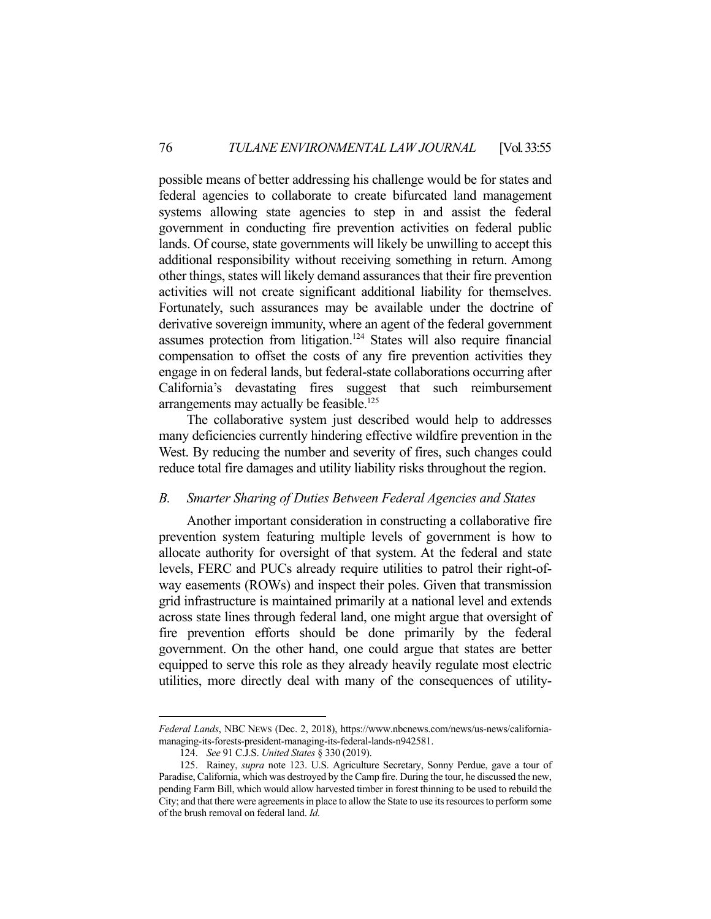possible means of better addressing his challenge would be for states and federal agencies to collaborate to create bifurcated land management systems allowing state agencies to step in and assist the federal government in conducting fire prevention activities on federal public lands. Of course, state governments will likely be unwilling to accept this additional responsibility without receiving something in return. Among other things, states will likely demand assurances that their fire prevention activities will not create significant additional liability for themselves. Fortunately, such assurances may be available under the doctrine of derivative sovereign immunity, where an agent of the federal government assumes protection from litigation.[124] States will also require financial compensation to offset the costs of any fire prevention activities they engage in on federal lands, but federal-state collaborations occurring after California's devastating fires suggest that such reimbursement arrangements may actually be feasible.[125]

The collaborative system just described would help to addresses many deficiencies currently hindering effective wildfire prevention in the West. By reducing the number and severity of fires, such changes could reduce total fire damages and utility liability risks throughout the region.

### *B. Smarter Sharing of Duties Between Federal Agencies and States*

Another important consideration in constructing a collaborative fire prevention system featuring multiple levels of government is how to allocate authority for oversight of that system. At the federal and state levels, FERC and PUCs already require utilities to patrol their right-of-way easements (ROWs) and inspect their poles. Given that transmission grid infrastructure is maintained primarily at a national level and extends across state lines through federal land, one might argue that oversight of fire prevention efforts should be done primarily by the federal government. On the other hand, one could argue that states are better equipped to serve this role as they already heavily regulate most electric utilities, more directly deal with many of the consequences of utility-

---

*Federal Lands*, NBC NEWS (Dec. 2, 2018), https://www.nbcnews.com/news/us-news/california-managing-its-forests-president-managing-its-federal-lands-n942581.

124. *See* 91 C.J.S. *United States* § 330 (2019).

125. Rainey, *supra* note 123. U.S. Agriculture Secretary, Sonny Perdue, gave a tour of Paradise, California, which was destroyed by the Camp fire. During the tour, he discussed the new, pending Farm Bill, which would allow harvested timber in forest thinning to be used to rebuild the City; and that there were agreements in place to allow the State to use its resources to perform some of the brush removal on federal land. *Id.*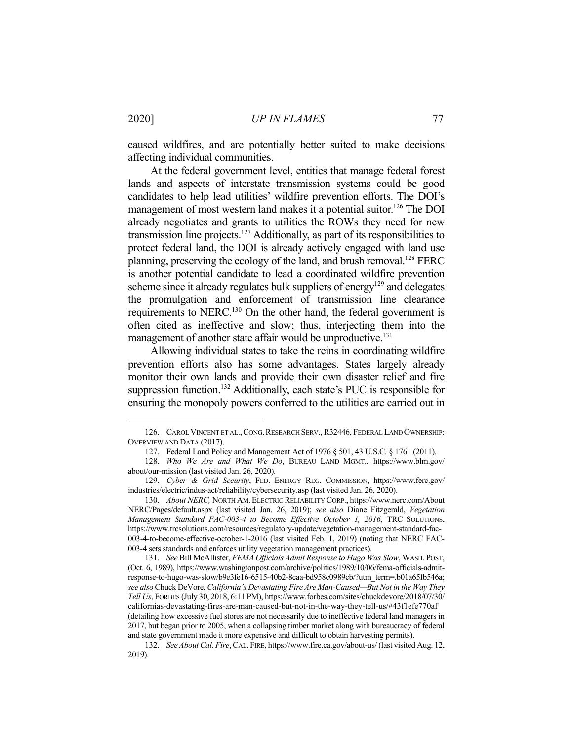caused wildfires, and are potentially better suited to make decisions affecting individual communities.

At the federal government level, entities that manage federal forest lands and aspects of interstate transmission systems could be good candidates to help lead utilities' wildfire prevention efforts. The DOI's management of most western land makes it a potential suitor.[126] The DOI already negotiates and grants to utilities the ROWs they need for new transmission line projects.[127] Additionally, as part of its responsibilities to protect federal land, the DOI is already actively engaged with land use planning, preserving the ecology of the land, and brush removal.[128] FERC is another potential candidate to lead a coordinated wildfire prevention scheme since it already regulates bulk suppliers of energy[129] and delegates the promulgation and enforcement of transmission line clearance requirements to NERC.[130] On the other hand, the federal government is often cited as ineffective and slow; thus, interjecting them into the management of another state affair would be unproductive.[131]

Allowing individual states to take the reins in coordinating wildfire prevention efforts also has some advantages. States largely already monitor their own lands and provide their own disaster relief and fire suppression function.[132] Additionally, each state's PUC is responsible for ensuring the monopoly powers conferred to the utilities are carried out in

---

126. CAROL VINCENT ET AL., CONG. RESEARCH SERV., R32446, FEDERAL LAND OWNERSHIP: OVERVIEW AND DATA (2017).

127. Federal Land Policy and Management Act of 1976 § 501, 43 U.S.C. § 1761 (2011).

128. *Who We Are and What We Do*, BUREAU LAND MGMT., https://www.blm.gov/about/our-mission (last visited Jan. 26, 2020).

129. *Cyber & Grid Security*, FED. ENERGY REG. COMMISSION, https://www.ferc.gov/industries/electric/indus-act/reliability/cybersecurity.asp (last visited Jan. 26, 2020).

130. *About NERC,* NORTH AM. ELECTRIC RELIABILITY CORP., https://www.nerc.com/AboutNERC/Pages/default.aspx (last visited Jan. 26, 2019); *see also* Diane Fitzgerald, *Vegetation Management Standard FAC-003-4 to Become Effective October 1, 2016*, TRC SOLUTIONS, https://www.trcsolutions.com/resources/regulatory-update/vegetation-management-standard-fac-003-4-to-become-effective-october-1-2016 (last visited Feb. 1, 2019) (noting that NERC FAC-003-4 sets standards and enforces utility vegetation management practices).

131. *See* Bill McAllister, *FEMA Officials Admit Response to Hugo Was Slow*, WASH. POST, (Oct. 6, 1989), https://www.washingtonpost.com/archive/politics/1989/10/06/fema-officials-admit-response-to-hugo-was-slow/b9e3fe16-6515-40b2-8caa-bd958c0989cb/?utm_term=.b01a65fb546a; *see also* Chuck DeVore, *California's Devastating Fire Are Man-Caused—But Not in the Way They Tell Us*, FORBES (July 30, 2018, 6:11 PM), https://www.forbes.com/sites/chuckdevore/2018/07/30/californias-devastating-fires-are-man-caused-but-not-in-the-way-they-tell-us/#43f1efe770af (detailing how excessive fuel stores are not necessarily due to ineffective federal land managers in 2017, but began prior to 2005, when a collapsing timber market along with bureaucracy of federal and state government made it more expensive and difficult to obtain harvesting permits).

132. *See About Cal. Fire*, CAL. FIRE, https://www.fire.ca.gov/about-us/ (last visited Aug. 12, 2019).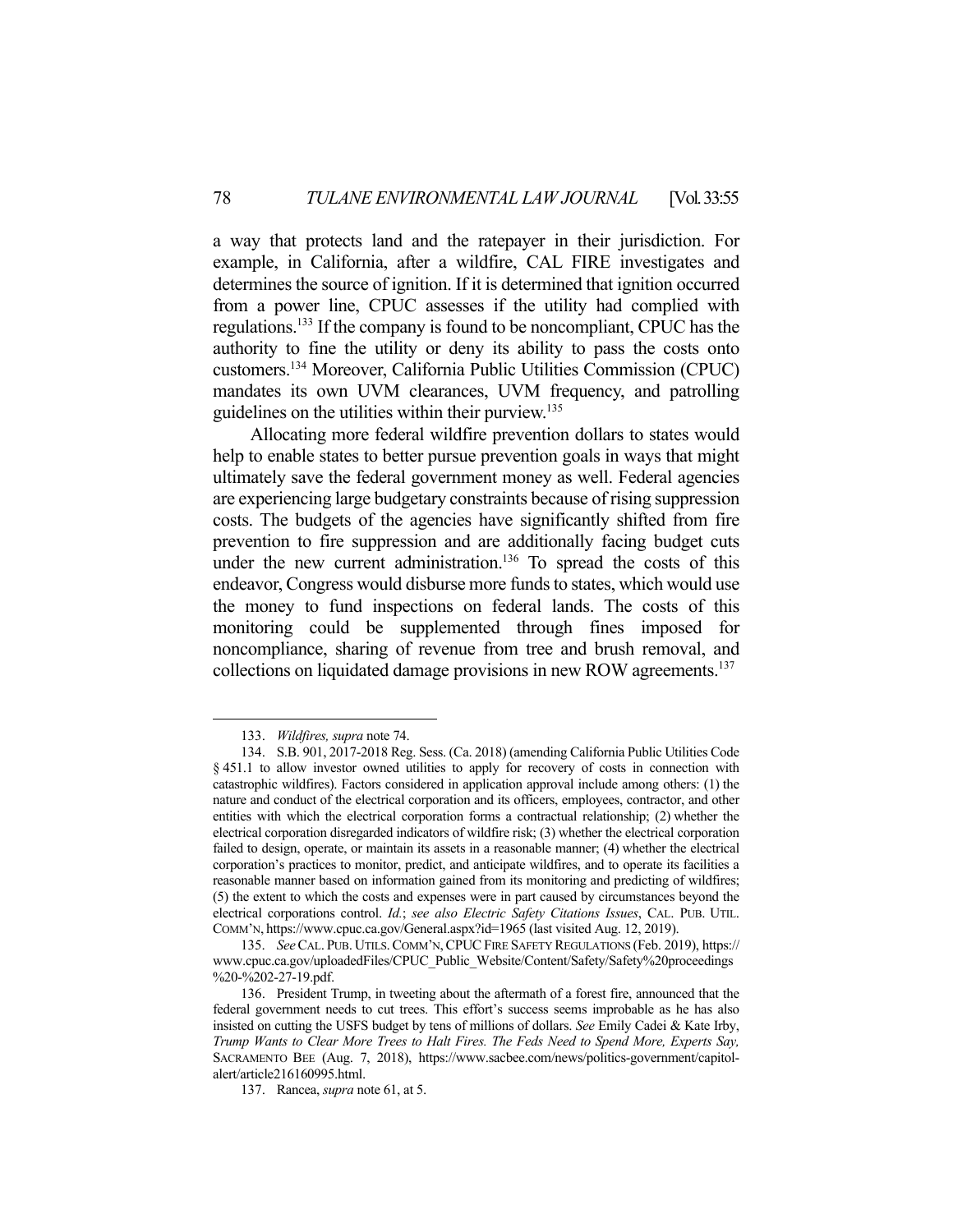a way that protects land and the ratepayer in their jurisdiction. For example, in California, after a wildfire, CAL FIRE investigates and determines the source of ignition. If it is determined that ignition occurred from a power line, CPUC assesses if the utility had complied with regulations.[133] If the company is found to be noncompliant, CPUC has the authority to fine the utility or deny its ability to pass the costs onto customers.[134] Moreover, California Public Utilities Commission (CPUC) mandates its own UVM clearances, UVM frequency, and patrolling guidelines on the utilities within their purview.[135]

Allocating more federal wildfire prevention dollars to states would help to enable states to better pursue prevention goals in ways that might ultimately save the federal government money as well. Federal agencies are experiencing large budgetary constraints because of rising suppression costs. The budgets of the agencies have significantly shifted from fire prevention to fire suppression and are additionally facing budget cuts under the new current administration.[136] To spread the costs of this endeavor, Congress would disburse more funds to states, which would use the money to fund inspections on federal lands. The costs of this monitoring could be supplemented through fines imposed for noncompliance, sharing of revenue from tree and brush removal, and collections on liquidated damage provisions in new ROW agreements.[137]

---

133. *Wildfires, supra* note 74.

134. S.B. 901, 2017-2018 Reg. Sess. (Ca. 2018) (amending California Public Utilities Code § 451.1 to allow investor owned utilities to apply for recovery of costs in connection with catastrophic wildfires). Factors considered in application approval include among others: (1) the nature and conduct of the electrical corporation and its officers, employees, contractor, and other entities with which the electrical corporation forms a contractual relationship; (2) whether the electrical corporation disregarded indicators of wildfire risk; (3) whether the electrical corporation failed to design, operate, or maintain its assets in a reasonable manner; (4) whether the electrical corporation's practices to monitor, predict, and anticipate wildfires, and to operate its facilities a reasonable manner based on information gained from its monitoring and predicting of wildfires; (5) the extent to which the costs and expenses were in part caused by circumstances beyond the electrical corporations control. *Id.*; *see also Electric Safety Citations Issues*, CAL. PUB. UTIL. COMM'N, https://www.cpuc.ca.gov/General.aspx?id=1965 (last visited Aug. 12, 2019).

135. *See* CAL. PUB. UTILS. COMM'N, CPUC FIRE SAFETY REGULATIONS (Feb. 2019), https://www.cpuc.ca.gov/uploadedFiles/CPUC_Public_Website/Content/Safety/Safety%20proceedings%20-%202-27-19.pdf.

136. President Trump, in tweeting about the aftermath of a forest fire, announced that the federal government needs to cut trees. This effort's success seems improbable as he has also insisted on cutting the USFS budget by tens of millions of dollars. *See* Emily Cadei & Kate Irby, *Trump Wants to Clear More Trees to Halt Fires. The Feds Need to Spend More, Experts Say,* SACRAMENTO BEE (Aug. 7, 2018), https://www.sacbee.com/news/politics-government/capitol-alert/article216160995.html.

137. Rancea, *supra* note 61, at 5.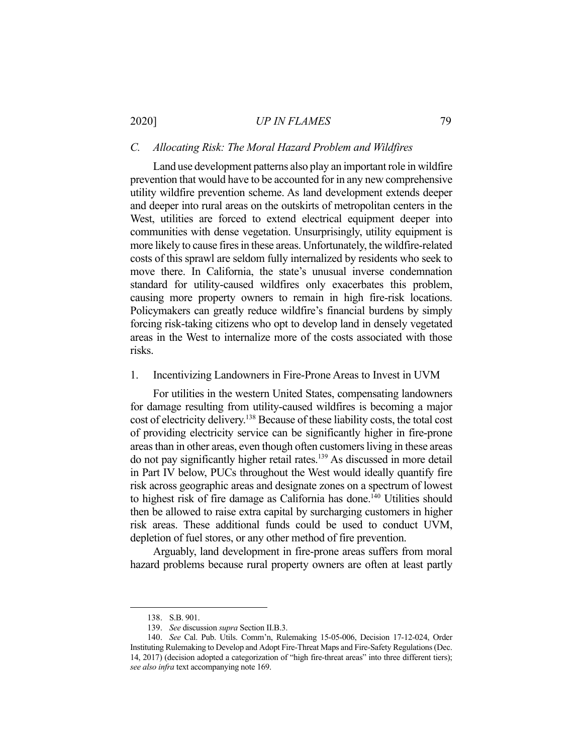### *C. Allocating Risk: The Moral Hazard Problem and Wildfires*

Land use development patterns also play an important role in wildfire prevention that would have to be accounted for in any new comprehensive utility wildfire prevention scheme. As land development extends deeper and deeper into rural areas on the outskirts of metropolitan centers in the West, utilities are forced to extend electrical equipment deeper into communities with dense vegetation. Unsurprisingly, utility equipment is more likely to cause fires in these areas. Unfortunately, the wildfire-related costs of this sprawl are seldom fully internalized by residents who seek to move there. In California, the state's unusual inverse condemnation standard for utility-caused wildfires only exacerbates this problem, causing more property owners to remain in high fire-risk locations. Policymakers can greatly reduce wildfire's financial burdens by simply forcing risk-taking citizens who opt to develop land in densely vegetated areas in the West to internalize more of the costs associated with those risks.

#### 1. Incentivizing Landowners in Fire-Prone Areas to Invest in UVM

For utilities in the western United States, compensating landowners for damage resulting from utility-caused wildfires is becoming a major cost of electricity delivery.[138] Because of these liability costs, the total cost of providing electricity service can be significantly higher in fire-prone areas than in other areas, even though often customers living in these areas do not pay significantly higher retail rates.[139] As discussed in more detail in Part IV below, PUCs throughout the West would ideally quantify fire risk across geographic areas and designate zones on a spectrum of lowest to highest risk of fire damage as California has done.[140] Utilities should then be allowed to raise extra capital by surcharging customers in higher risk areas. These additional funds could be used to conduct UVM, depletion of fuel stores, or any other method of fire prevention.

Arguably, land development in fire-prone areas suffers from moral hazard problems because rural property owners are often at least partly

---

138. S.B. 901.

139. *See* discussion *supra* Section II.B.3.

140. *See* Cal. Pub. Utils. Comm'n, Rulemaking 15-05-006, Decision 17-12-024, Order Instituting Rulemaking to Develop and Adopt Fire-Threat Maps and Fire-Safety Regulations (Dec. 14, 2017) (decision adopted a categorization of "high fire-threat areas" into three different tiers); *see also infra* text accompanying note 169.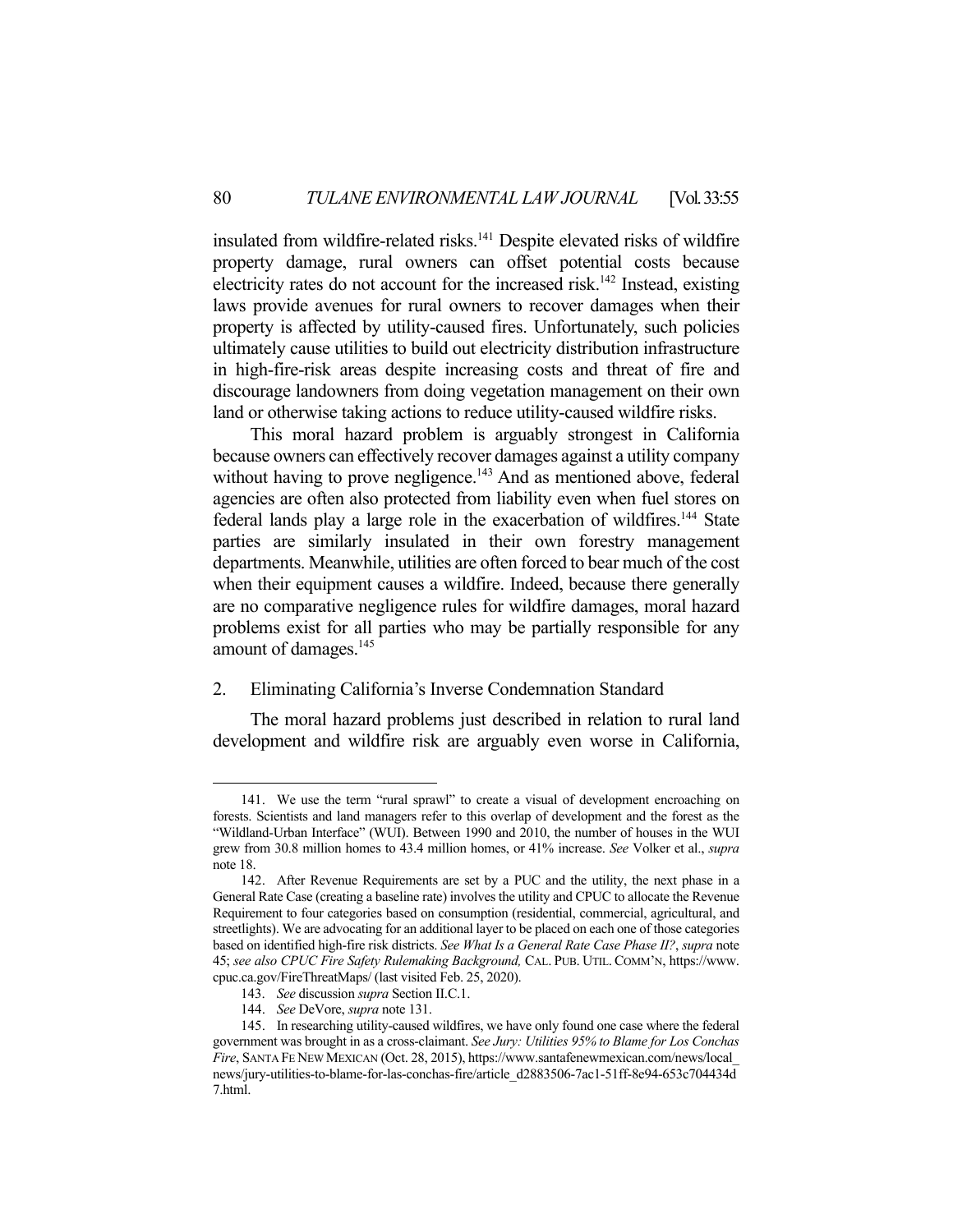insulated from wildfire-related risks.[141] Despite elevated risks of wildfire property damage, rural owners can offset potential costs because electricity rates do not account for the increased risk.[142] Instead, existing laws provide avenues for rural owners to recover damages when their property is affected by utility-caused fires. Unfortunately, such policies ultimately cause utilities to build out electricity distribution infrastructure in high-fire-risk areas despite increasing costs and threat of fire and discourage landowners from doing vegetation management on their own land or otherwise taking actions to reduce utility-caused wildfire risks.

This moral hazard problem is arguably strongest in California because owners can effectively recover damages against a utility company without having to prove negligence.[143] And as mentioned above, federal agencies are often also protected from liability even when fuel stores on federal lands play a large role in the exacerbation of wildfires.[144] State parties are similarly insulated in their own forestry management departments. Meanwhile, utilities are often forced to bear much of the cost when their equipment causes a wildfire. Indeed, because there generally are no comparative negligence rules for wildfire damages, moral hazard problems exist for all parties who may be partially responsible for any amount of damages.[145]

### 2. Eliminating California's Inverse Condemnation Standard

The moral hazard problems just described in relation to rural land development and wildfire risk are arguably even worse in California,

---

141. We use the term "rural sprawl" to create a visual of development encroaching on forests. Scientists and land managers refer to this overlap of development and the forest as the "Wildland-Urban Interface" (WUI). Between 1990 and 2010, the number of houses in the WUI grew from 30.8 million homes to 43.4 million homes, or 41% increase. *See* Volker et al., *supra* note 18.

142. After Revenue Requirements are set by a PUC and the utility, the next phase in a General Rate Case (creating a baseline rate) involves the utility and CPUC to allocate the Revenue Requirement to four categories based on consumption (residential, commercial, agricultural, and streetlights). We are advocating for an additional layer to be placed on each one of those categories based on identified high-fire risk districts. *See What Is a General Rate Case Phase II?*, *supra* note 45; *see also CPUC Fire Safety Rulemaking Background,* CAL. PUB. UTIL. COMM'N, https://www.cpuc.ca.gov/FireThreatMaps/ (last visited Feb. 25, 2020).

143. *See* discussion *supra* Section II.C.1.

144. *See* DeVore, *supra* note 131.

145. In researching utility-caused wildfires, we have only found one case where the federal government was brought in as a cross-claimant. *See Jury: Utilities 95% to Blame for Los Conchas Fire*, SANTA FE NEW MEXICAN (Oct. 28, 2015), https://www.santafenewmexican.com/news/local_news/jury-utilities-to-blame-for-las-conchas-fire/article_d2883506-7ac1-51ff-8e94-653c704434d7.html.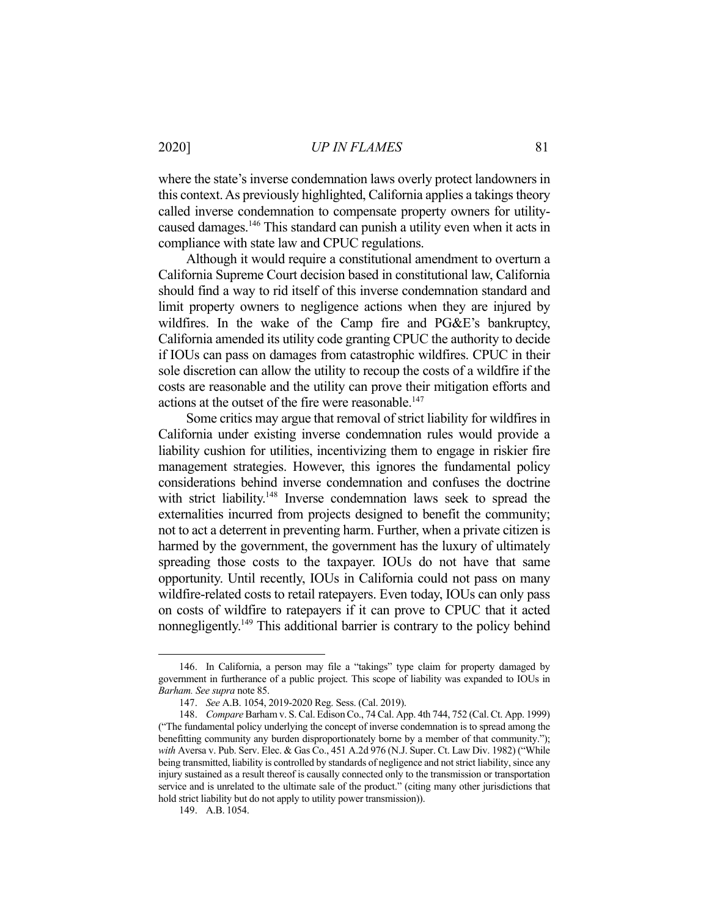where the state's inverse condemnation laws overly protect landowners in this context. As previously highlighted, California applies a takings theory called inverse condemnation to compensate property owners for utility-caused damages.[146] This standard can punish a utility even when it acts in compliance with state law and CPUC regulations.

Although it would require a constitutional amendment to overturn a California Supreme Court decision based in constitutional law, California should find a way to rid itself of this inverse condemnation standard and limit property owners to negligence actions when they are injured by wildfires. In the wake of the Camp fire and PG&E's bankruptcy, California amended its utility code granting CPUC the authority to decide if IOUs can pass on damages from catastrophic wildfires. CPUC in their sole discretion can allow the utility to recoup the costs of a wildfire if the costs are reasonable and the utility can prove their mitigation efforts and actions at the outset of the fire were reasonable.[147]

Some critics may argue that removal of strict liability for wildfires in California under existing inverse condemnation rules would provide a liability cushion for utilities, incentivizing them to engage in riskier fire management strategies. However, this ignores the fundamental policy considerations behind inverse condemnation and confuses the doctrine with strict liability.[148] Inverse condemnation laws seek to spread the externalities incurred from projects designed to benefit the community; not to act a deterrent in preventing harm. Further, when a private citizen is harmed by the government, the government has the luxury of ultimately spreading those costs to the taxpayer. IOUs do not have that same opportunity. Until recently, IOUs in California could not pass on many wildfire-related costs to retail ratepayers. Even today, IOUs can only pass on costs of wildfire to ratepayers if it can prove to CPUC that it acted nonnegligently.[149] This additional barrier is contrary to the policy behind

---

146. In California, a person may file a "takings" type claim for property damaged by government in furtherance of a public project. This scope of liability was expanded to IOUs in *Barham*. *See supra* note 85.

147. *See* A.B. 1054, 2019-2020 Reg. Sess. (Cal. 2019).

148. *Compare* Barham v. S. Cal. Edison Co., 74 Cal. App. 4th 744, 752 (Cal. Ct. App. 1999) ("The fundamental policy underlying the concept of inverse condemnation is to spread among the benefitting community any burden disproportionately borne by a member of that community."); *with* Aversa v. Pub. Serv. Elec. & Gas Co., 451 A.2d 976 (N.J. Super. Ct. Law Div. 1982) ("While being transmitted, liability is controlled by standards of negligence and not strict liability, since any injury sustained as a result thereof is causally connected only to the transmission or transportation service and is unrelated to the ultimate sale of the product." (citing many other jurisdictions that hold strict liability but do not apply to utility power transmission)).

149. A.B. 1054.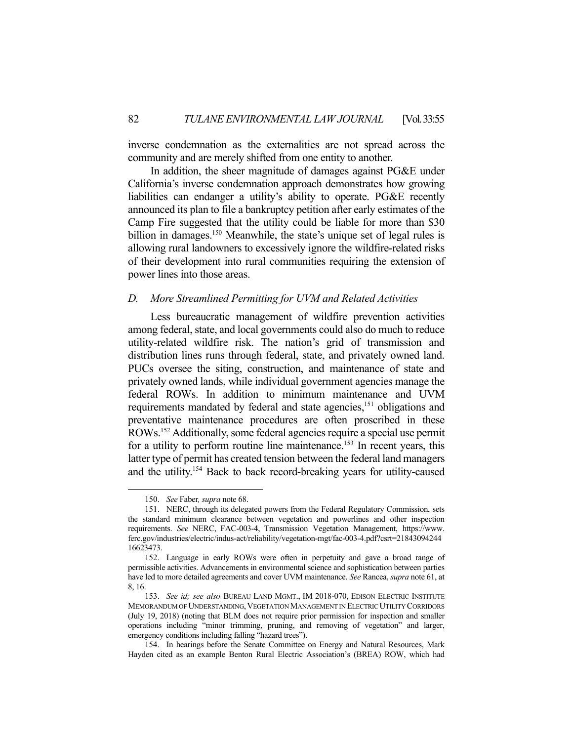inverse condemnation as the externalities are not spread across the community and are merely shifted from one entity to another.

In addition, the sheer magnitude of damages against PG&E under California's inverse condemnation approach demonstrates how growing liabilities can endanger a utility's ability to operate. PG&E recently announced its plan to file a bankruptcy petition after early estimates of the Camp Fire suggested that the utility could be liable for more than $30 billion in damages.[150] Meanwhile, the state's unique set of legal rules is allowing rural landowners to excessively ignore the wildfire-related risks of their development into rural communities requiring the extension of power lines into those areas.

### *D. More Streamlined Permitting for UVM and Related Activities*

Less bureaucratic management of wildfire prevention activities among federal, state, and local governments could also do much to reduce utility-related wildfire risk. The nation's grid of transmission and distribution lines runs through federal, state, and privately owned land. PUCs oversee the siting, construction, and maintenance of state and privately owned lands, while individual government agencies manage the federal ROWs. In addition to minimum maintenance and UVM requirements mandated by federal and state agencies,[151] obligations and preventative maintenance procedures are often proscribed in these ROWs.[152] Additionally, some federal agencies require a special use permit for a utility to perform routine line maintenance.[153] In recent years, this latter type of permit has created tension between the federal land managers and the utility.[154] Back to back record-breaking years for utility-caused

---

150. *See* Faber*, supra* note 68.

151. NERC, through its delegated powers from the Federal Regulatory Commission, sets the standard minimum clearance between vegetation and powerlines and other inspection requirements. *See* NERC, FAC-003-4, Transmission Vegetation Management, https://www.ferc.gov/industries/electric/indus-act/reliability/vegetation-mgt/fac-003-4.pdf?csrt=2184309424416623473.

152. Language in early ROWs were often in perpetuity and gave a broad range of permissible activities. Advancements in environmental science and sophistication between parties have led to more detailed agreements and cover UVM maintenance. *See* Rancea, *supra* note 61, at 8, 16.

153. *See id; see also* BUREAU LAND MGMT., IM 2018-070, EDISON ELECTRIC INSTITUTE MEMORANDUM OF UNDERSTANDING, VEGETATION MANAGEMENT IN ELECTRIC UTILITY CORRIDORS (July 19, 2018) (noting that BLM does not require prior permission for inspection and smaller operations including "minor trimming, pruning, and removing of vegetation" and larger, emergency conditions including falling "hazard trees").

154. In hearings before the Senate Committee on Energy and Natural Resources, Mark Hayden cited as an example Benton Rural Electric Association's (BREA) ROW, which had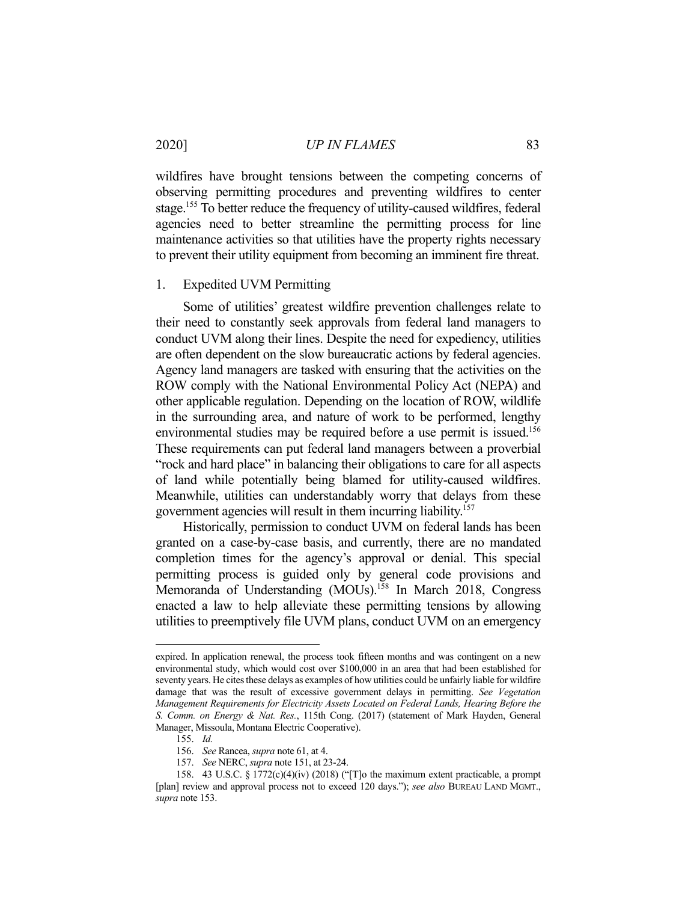wildfires have brought tensions between the competing concerns of observing permitting procedures and preventing wildfires to center stage.[155] To better reduce the frequency of utility-caused wildfires, federal agencies need to better streamline the permitting process for line maintenance activities so that utilities have the property rights necessary to prevent their utility equipment from becoming an imminent fire threat.

### 1. Expedited UVM Permitting

Some of utilities' greatest wildfire prevention challenges relate to their need to constantly seek approvals from federal land managers to conduct UVM along their lines. Despite the need for expediency, utilities are often dependent on the slow bureaucratic actions by federal agencies. Agency land managers are tasked with ensuring that the activities on the ROW comply with the National Environmental Policy Act (NEPA) and other applicable regulation. Depending on the location of ROW, wildlife in the surrounding area, and nature of work to be performed, lengthy environmental studies may be required before a use permit is issued.[156] These requirements can put federal land managers between a proverbial "rock and hard place" in balancing their obligations to care for all aspects of land while potentially being blamed for utility-caused wildfires. Meanwhile, utilities can understandably worry that delays from these government agencies will result in them incurring liability.[157]

Historically, permission to conduct UVM on federal lands has been granted on a case-by-case basis, and currently, there are no mandated completion times for the agency's approval or denial. This special permitting process is guided only by general code provisions and Memoranda of Understanding (MOUs).[158] In March 2018, Congress enacted a law to help alleviate these permitting tensions by allowing utilities to preemptively file UVM plans, conduct UVM on an emergency

---

expired. In application renewal, the process took fifteen months and was contingent on a new environmental study, which would cost over $100,000 in an area that had been established for seventy years. He cites these delays as examples of how utilities could be unfairly liable for wildfire damage that was the result of excessive government delays in permitting. *See Vegetation Management Requirements for Electricity Assets Located on Federal Lands, Hearing Before the S. Comm. on Energy & Nat. Res.*, 115th Cong. (2017) (statement of Mark Hayden, General Manager, Missoula, Montana Electric Cooperative).

155. *Id.*

156. *See* Rancea, *supra* note 61, at 4.

157. *See* NERC, *supra* note 151, at 23-24.

158. 43 U.S.C. § 1772(c)(4)(iv) (2018) ("[T]o the maximum extent practicable, a prompt [plan] review and approval process not to exceed 120 days."); *see also* BUREAU LAND MGMT., *supra* note 153.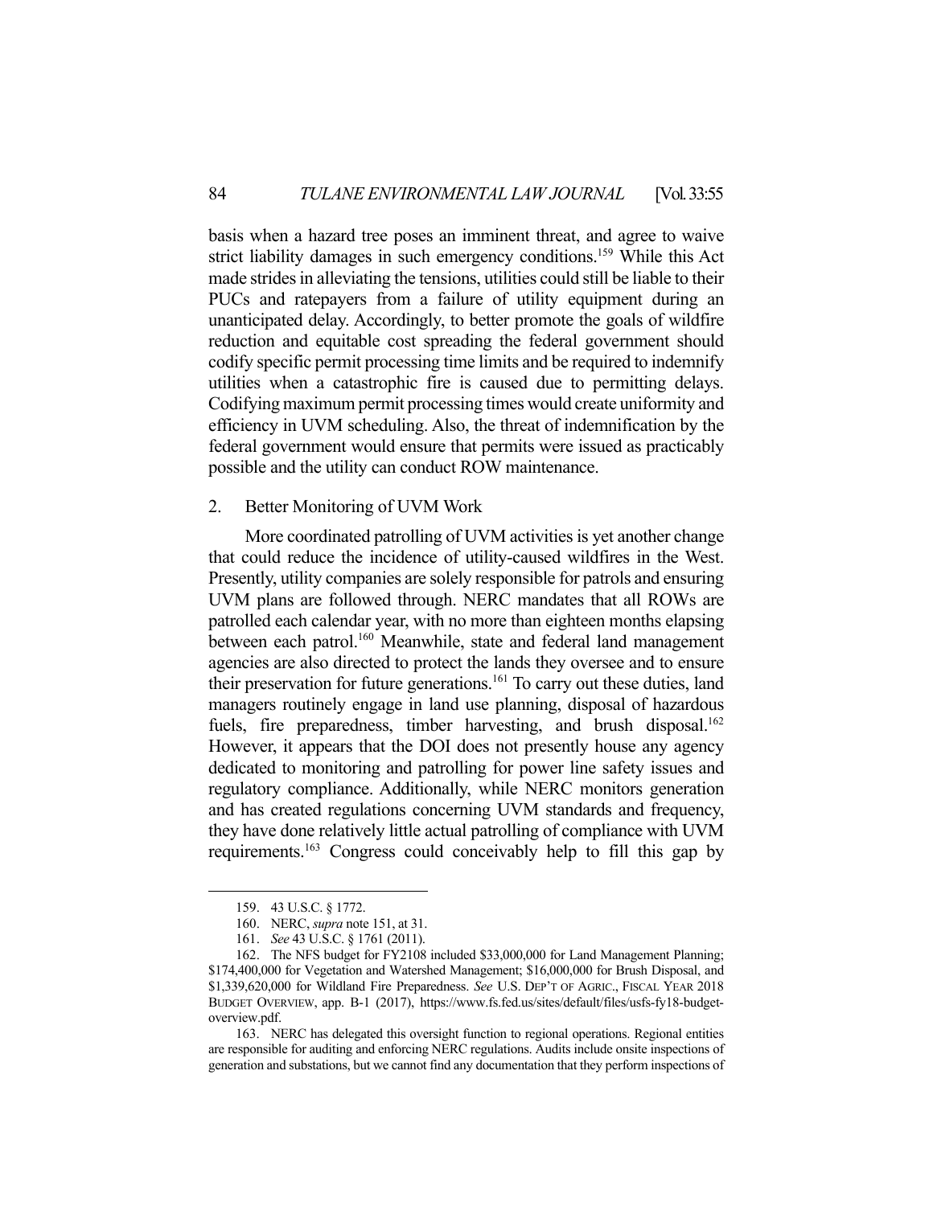basis when a hazard tree poses an imminent threat, and agree to waive strict liability damages in such emergency conditions.[159] While this Act made strides in alleviating the tensions, utilities could still be liable to their PUCs and ratepayers from a failure of utility equipment during an unanticipated delay. Accordingly, to better promote the goals of wildfire reduction and equitable cost spreading the federal government should codify specific permit processing time limits and be required to indemnify utilities when a catastrophic fire is caused due to permitting delays. Codifying maximum permit processing times would create uniformity and efficiency in UVM scheduling. Also, the threat of indemnification by the federal government would ensure that permits were issued as practicably possible and the utility can conduct ROW maintenance.

### 2. Better Monitoring of UVM Work

More coordinated patrolling of UVM activities is yet another change that could reduce the incidence of utility-caused wildfires in the West. Presently, utility companies are solely responsible for patrols and ensuring UVM plans are followed through. NERC mandates that all ROWs are patrolled each calendar year, with no more than eighteen months elapsing between each patrol.[160] Meanwhile, state and federal land management agencies are also directed to protect the lands they oversee and to ensure their preservation for future generations.[161] To carry out these duties, land managers routinely engage in land use planning, disposal of hazardous fuels, fire preparedness, timber harvesting, and brush disposal.[162] However, it appears that the DOI does not presently house any agency dedicated to monitoring and patrolling for power line safety issues and regulatory compliance. Additionally, while NERC monitors generation and has created regulations concerning UVM standards and frequency, they have done relatively little actual patrolling of compliance with UVM requirements.[163] Congress could conceivably help to fill this gap by

---

159. 43 U.S.C. § 1772.

160. NERC, *supra* note 151, at 31.

161. *See* 43 U.S.C. § 1761 (2011).

162. The NFS budget for FY2108 included $33,000,000 for Land Management Planning; $174,400,000 for Vegetation and Watershed Management; $16,000,000 for Brush Disposal, and $1,339,620,000 for Wildland Fire Preparedness. *See* U.S. DEP'T OF AGRIC., FISCAL YEAR 2018 BUDGET OVERVIEW, app. B-1 (2017), https://www.fs.fed.us/sites/default/files/usfs-fy18-budget-overview.pdf.

163. NERC has delegated this oversight function to regional operations. Regional entities are responsible for auditing and enforcing NERC regulations. Audits include onsite inspections of generation and substations, but we cannot find any documentation that they perform inspections of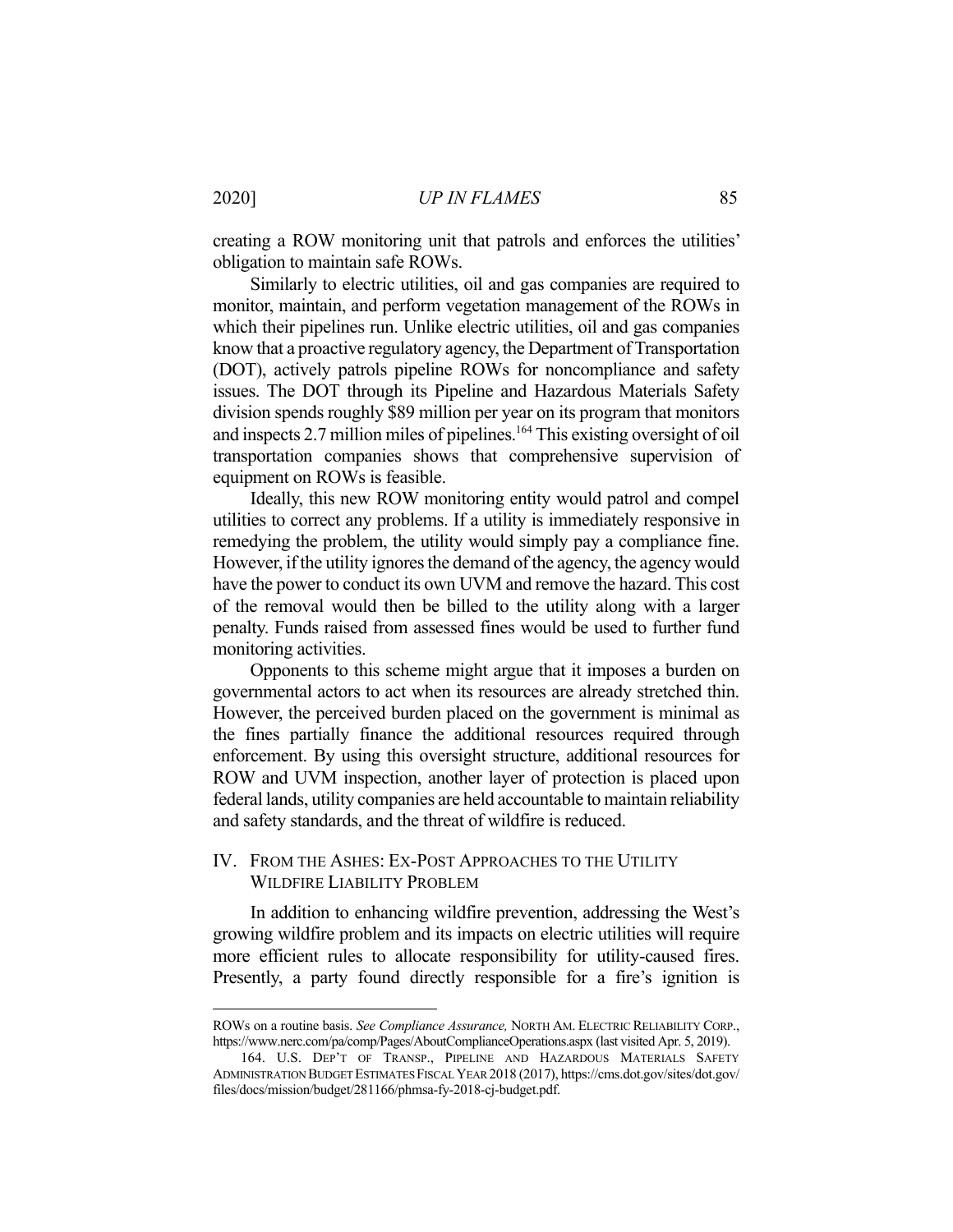creating a ROW monitoring unit that patrols and enforces the utilities' obligation to maintain safe ROWs.

Similarly to electric utilities, oil and gas companies are required to monitor, maintain, and perform vegetation management of the ROWs in which their pipelines run. Unlike electric utilities, oil and gas companies know that a proactive regulatory agency, the Department of Transportation (DOT), actively patrols pipeline ROWs for noncompliance and safety issues. The DOT through its Pipeline and Hazardous Materials Safety division spends roughly $89 million per year on its program that monitors and inspects 2.7 million miles of pipelines.[164] This existing oversight of oil transportation companies shows that comprehensive supervision of equipment on ROWs is feasible.

Ideally, this new ROW monitoring entity would patrol and compel utilities to correct any problems. If a utility is immediately responsive in remedying the problem, the utility would simply pay a compliance fine. However, if the utility ignores the demand of the agency, the agency would have the power to conduct its own UVM and remove the hazard. This cost of the removal would then be billed to the utility along with a larger penalty. Funds raised from assessed fines would be used to further fund monitoring activities.

Opponents to this scheme might argue that it imposes a burden on governmental actors to act when its resources are already stretched thin. However, the perceived burden placed on the government is minimal as the fines partially finance the additional resources required through enforcement. By using this oversight structure, additional resources for ROW and UVM inspection, another layer of protection is placed upon federal lands, utility companies are held accountable to maintain reliability and safety standards, and the threat of wildfire is reduced.

## IV. FROM THE ASHES: EX-POST APPROACHES TO THE UTILITY WILDFIRE LIABILITY PROBLEM

In addition to enhancing wildfire prevention, addressing the West's growing wildfire problem and its impacts on electric utilities will require more efficient rules to allocate responsibility for utility-caused fires. Presently, a party found directly responsible for a fire's ignition is

---

ROWs on a routine basis. *See Compliance Assurance,* NORTH AM. ELECTRIC RELIABILITY CORP., https://www.nerc.com/pa/comp/Pages/AboutComplianceOperations.aspx (last visited Apr. 5, 2019).

164. U.S. DEP'T OF TRANSP., PIPELINE AND HAZARDOUS MATERIALS SAFETY ADMINISTRATION BUDGET ESTIMATES FISCAL YEAR 2018 (2017), https://cms.dot.gov/sites/dot.gov/files/docs/mission/budget/281166/phmsa-fy-2018-cj-budget.pdf.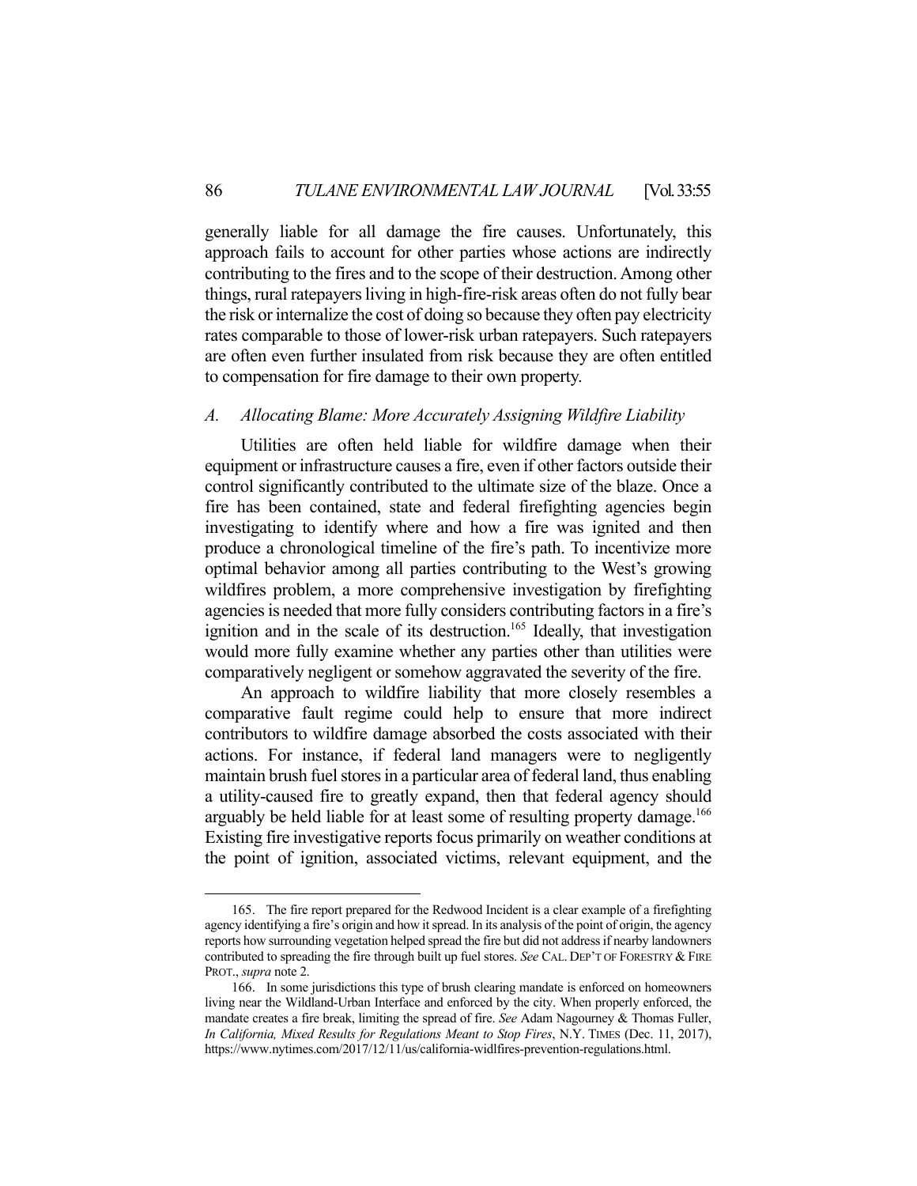generally liable for all damage the fire causes. Unfortunately, this approach fails to account for other parties whose actions are indirectly contributing to the fires and to the scope of their destruction. Among other things, rural ratepayers living in high-fire-risk areas often do not fully bear the risk or internalize the cost of doing so because they often pay electricity rates comparable to those of lower-risk urban ratepayers. Such ratepayers are often even further insulated from risk because they are often entitled to compensation for fire damage to their own property.

### *A. Allocating Blame: More Accurately Assigning Wildfire Liability*

Utilities are often held liable for wildfire damage when their equipment or infrastructure causes a fire, even if other factors outside their control significantly contributed to the ultimate size of the blaze. Once a fire has been contained, state and federal firefighting agencies begin investigating to identify where and how a fire was ignited and then produce a chronological timeline of the fire's path. To incentivize more optimal behavior among all parties contributing to the West's growing wildfires problem, a more comprehensive investigation by firefighting agencies is needed that more fully considers contributing factors in a fire's ignition and in the scale of its destruction.[165] Ideally, that investigation would more fully examine whether any parties other than utilities were comparatively negligent or somehow aggravated the severity of the fire.

An approach to wildfire liability that more closely resembles a comparative fault regime could help to ensure that more indirect contributors to wildfire damage absorbed the costs associated with their actions. For instance, if federal land managers were to negligently maintain brush fuel stores in a particular area of federal land, thus enabling a utility-caused fire to greatly expand, then that federal agency should arguably be held liable for at least some of resulting property damage.[166] Existing fire investigative reports focus primarily on weather conditions at the point of ignition, associated victims, relevant equipment, and the

---

165. The fire report prepared for the Redwood Incident is a clear example of a firefighting agency identifying a fire's origin and how it spread. In its analysis of the point of origin, the agency reports how surrounding vegetation helped spread the fire but did not address if nearby landowners contributed to spreading the fire through built up fuel stores. *See* CAL. DEP'T OF FORESTRY & FIRE PROT., *supra* note 2.

166. In some jurisdictions this type of brush clearing mandate is enforced on homeowners living near the Wildland-Urban Interface and enforced by the city. When properly enforced, the mandate creates a fire break, limiting the spread of fire. *See* Adam Nagourney & Thomas Fuller, *In California, Mixed Results for Regulations Meant to Stop Fires*, N.Y. TIMES (Dec. 11, 2017), https://www.nytimes.com/2017/12/11/us/california-widlfires-prevention-regulations.html.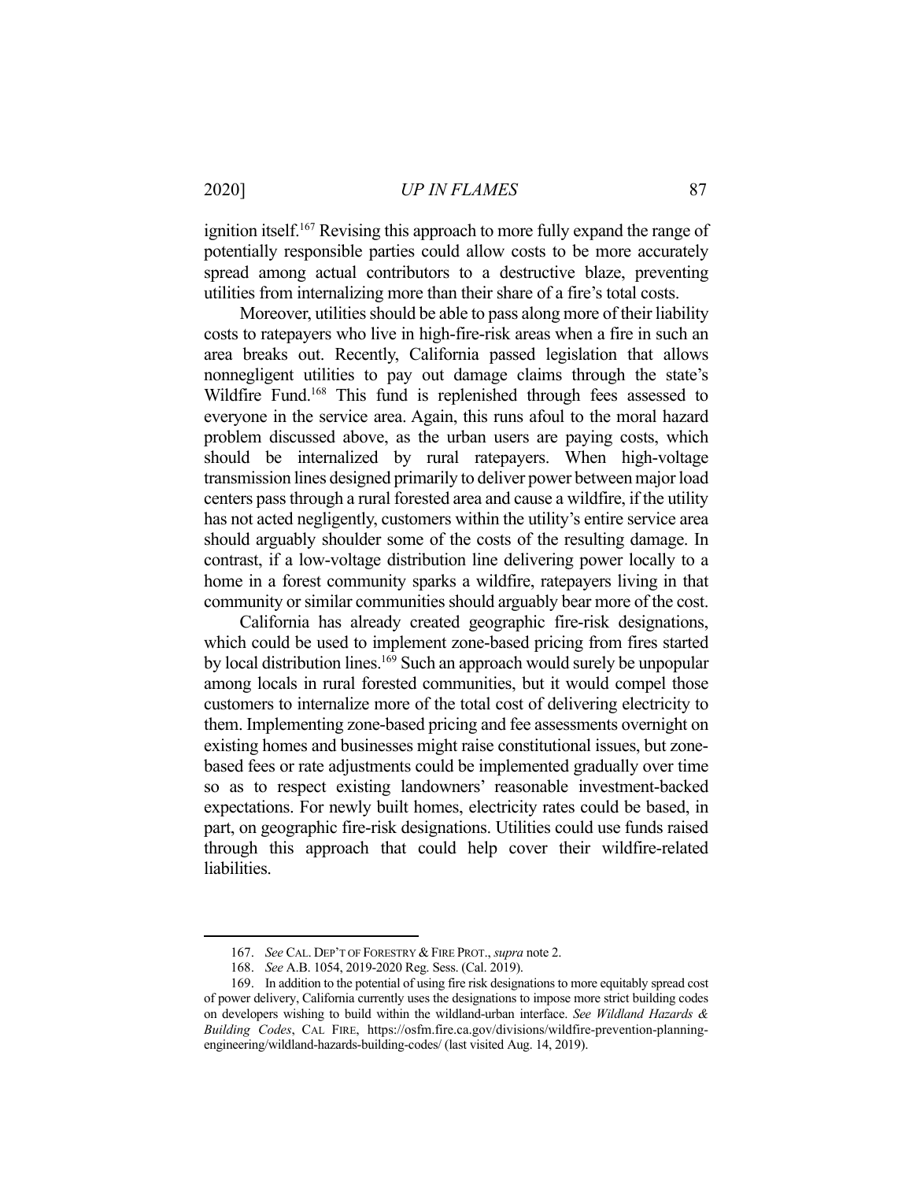ignition itself.[167] Revising this approach to more fully expand the range of potentially responsible parties could allow costs to be more accurately spread among actual contributors to a destructive blaze, preventing utilities from internalizing more than their share of a fire's total costs.

Moreover, utilities should be able to pass along more of their liability costs to ratepayers who live in high-fire-risk areas when a fire in such an area breaks out. Recently, California passed legislation that allows nonnegligent utilities to pay out damage claims through the state's Wildfire Fund.[168] This fund is replenished through fees assessed to everyone in the service area. Again, this runs afoul to the moral hazard problem discussed above, as the urban users are paying costs, which should be internalized by rural ratepayers. When high-voltage transmission lines designed primarily to deliver power between major load centers pass through a rural forested area and cause a wildfire, if the utility has not acted negligently, customers within the utility's entire service area should arguably shoulder some of the costs of the resulting damage. In contrast, if a low-voltage distribution line delivering power locally to a home in a forest community sparks a wildfire, ratepayers living in that community or similar communities should arguably bear more of the cost.

California has already created geographic fire-risk designations, which could be used to implement zone-based pricing from fires started by local distribution lines.[169] Such an approach would surely be unpopular among locals in rural forested communities, but it would compel those customers to internalize more of the total cost of delivering electricity to them. Implementing zone-based pricing and fee assessments overnight on existing homes and businesses might raise constitutional issues, but zone-based fees or rate adjustments could be implemented gradually over time so as to respect existing landowners' reasonable investment-backed expectations. For newly built homes, electricity rates could be based, in part, on geographic fire-risk designations. Utilities could use funds raised through this approach that could help cover their wildfire-related liabilities.

---

167. *See* CAL. DEP'T OF FORESTRY & FIRE PROT., *supra* note 2.

168. *See* A.B. 1054, 2019-2020 Reg. Sess. (Cal. 2019).

169. In addition to the potential of using fire risk designations to more equitably spread cost of power delivery, California currently uses the designations to impose more strict building codes on developers wishing to build within the wildland-urban interface. *See Wildland Hazards & Building Codes*, CAL FIRE, https://osfm.fire.ca.gov/divisions/wildfire-prevention-planning-engineering/wildland-hazards-building-codes/ (last visited Aug. 14, 2019).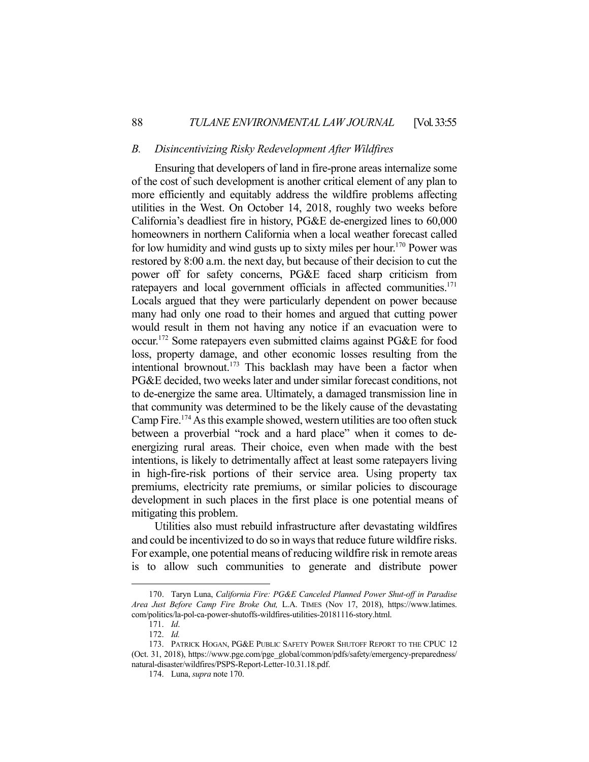### *B. Disincentivizing Risky Redevelopment After Wildfires*

Ensuring that developers of land in fire-prone areas internalize some of the cost of such development is another critical element of any plan to more efficiently and equitably address the wildfire problems affecting utilities in the West. On October 14, 2018, roughly two weeks before California's deadliest fire in history, PG&E de-energized lines to 60,000 homeowners in northern California when a local weather forecast called for low humidity and wind gusts up to sixty miles per hour.[170] Power was restored by 8:00 a.m. the next day, but because of their decision to cut the power off for safety concerns, PG&E faced sharp criticism from ratepayers and local government officials in affected communities.[171] Locals argued that they were particularly dependent on power because many had only one road to their homes and argued that cutting power would result in them not having any notice if an evacuation were to occur.[172] Some ratepayers even submitted claims against PG&E for food loss, property damage, and other economic losses resulting from the intentional brownout.[173] This backlash may have been a factor when PG&E decided, two weeks later and under similar forecast conditions, not to de-energize the same area. Ultimately, a damaged transmission line in that community was determined to be the likely cause of the devastating Camp Fire.[174] As this example showed, western utilities are too often stuck between a proverbial "rock and a hard place" when it comes to de-energizing rural areas. Their choice, even when made with the best intentions, is likely to detrimentally affect at least some ratepayers living in high-fire-risk portions of their service area. Using property tax premiums, electricity rate premiums, or similar policies to discourage development in such places in the first place is one potential means of mitigating this problem.

Utilities also must rebuild infrastructure after devastating wildfires and could be incentivized to do so in ways that reduce future wildfire risks. For example, one potential means of reducing wildfire risk in remote areas is to allow such communities to generate and distribute power

---

170. Taryn Luna, *California Fire: PG&E Canceled Planned Power Shut-off in Paradise Area Just Before Camp Fire Broke Out,* L.A. TIMES (Nov 17, 2018), https://www.latimes.com/politics/la-pol-ca-power-shutoffs-wildfires-utilities-20181116-story.html.

171. *Id*.

172. *Id.*

173. PATRICK HOGAN, PG&E PUBLIC SAFETY POWER SHUTOFF REPORT TO THE CPUC 12 (Oct. 31, 2018), https://www.pge.com/pge_global/common/pdfs/safety/emergency-preparedness/natural-disaster/wildfires/PSPS-Report-Letter-10.31.18.pdf.

174. Luna, *supra* note 170.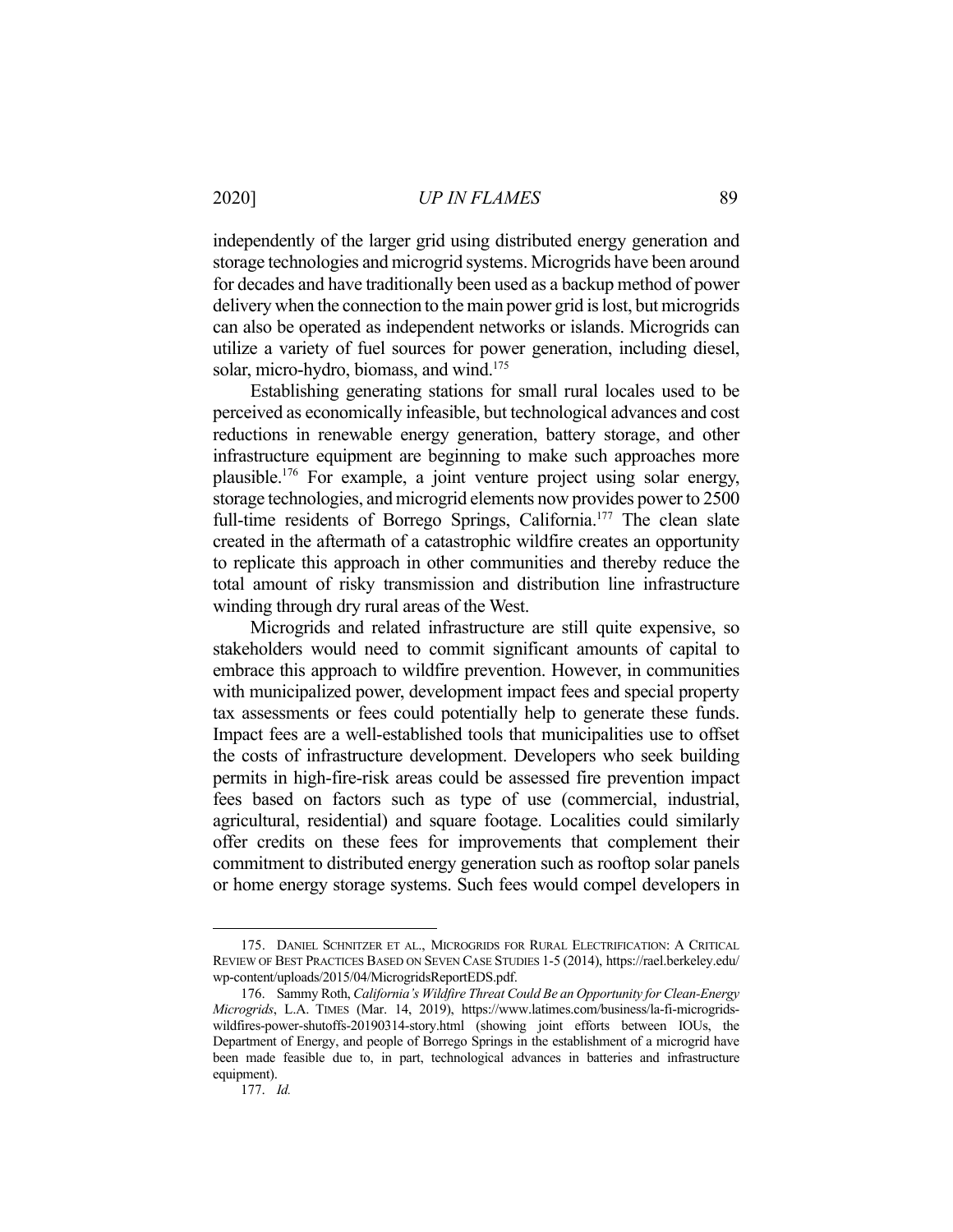independently of the larger grid using distributed energy generation and storage technologies and microgrid systems. Microgrids have been around for decades and have traditionally been used as a backup method of power delivery when the connection to the main power grid is lost, but microgrids can also be operated as independent networks or islands. Microgrids can utilize a variety of fuel sources for power generation, including diesel, solar, micro-hydro, biomass, and wind.[175]

Establishing generating stations for small rural locales used to be perceived as economically infeasible, but technological advances and cost reductions in renewable energy generation, battery storage, and other infrastructure equipment are beginning to make such approaches more plausible.[176] For example, a joint venture project using solar energy, storage technologies, and microgrid elements now provides power to 2500 full-time residents of Borrego Springs, California.[177] The clean slate created in the aftermath of a catastrophic wildfire creates an opportunity to replicate this approach in other communities and thereby reduce the total amount of risky transmission and distribution line infrastructure winding through dry rural areas of the West.

Microgrids and related infrastructure are still quite expensive, so stakeholders would need to commit significant amounts of capital to embrace this approach to wildfire prevention. However, in communities with municipalized power, development impact fees and special property tax assessments or fees could potentially help to generate these funds. Impact fees are a well-established tools that municipalities use to offset the costs of infrastructure development. Developers who seek building permits in high-fire-risk areas could be assessed fire prevention impact fees based on factors such as type of use (commercial, industrial, agricultural, residential) and square footage. Localities could similarly offer credits on these fees for improvements that complement their commitment to distributed energy generation such as rooftop solar panels or home energy storage systems. Such fees would compel developers in

---

175. DANIEL SCHNITZER ET AL., MICROGRIDS FOR RURAL ELECTRIFICATION: A CRITICAL REVIEW OF BEST PRACTICES BASED ON SEVEN CASE STUDIES 1-5 (2014), https://rael.berkeley.edu/wp-content/uploads/2015/04/MicrogridsReportEDS.pdf.

176. Sammy Roth, *California's Wildfire Threat Could Be an Opportunity for Clean-Energy Microgrids*, L.A. TIMES (Mar. 14, 2019), https://www.latimes.com/business/la-fi-microgrids-wildfires-power-shutoffs-20190314-story.html (showing joint efforts between IOUs, the Department of Energy, and people of Borrego Springs in the establishment of a microgrid have been made feasible due to, in part, technological advances in batteries and infrastructure equipment).

177. *Id.*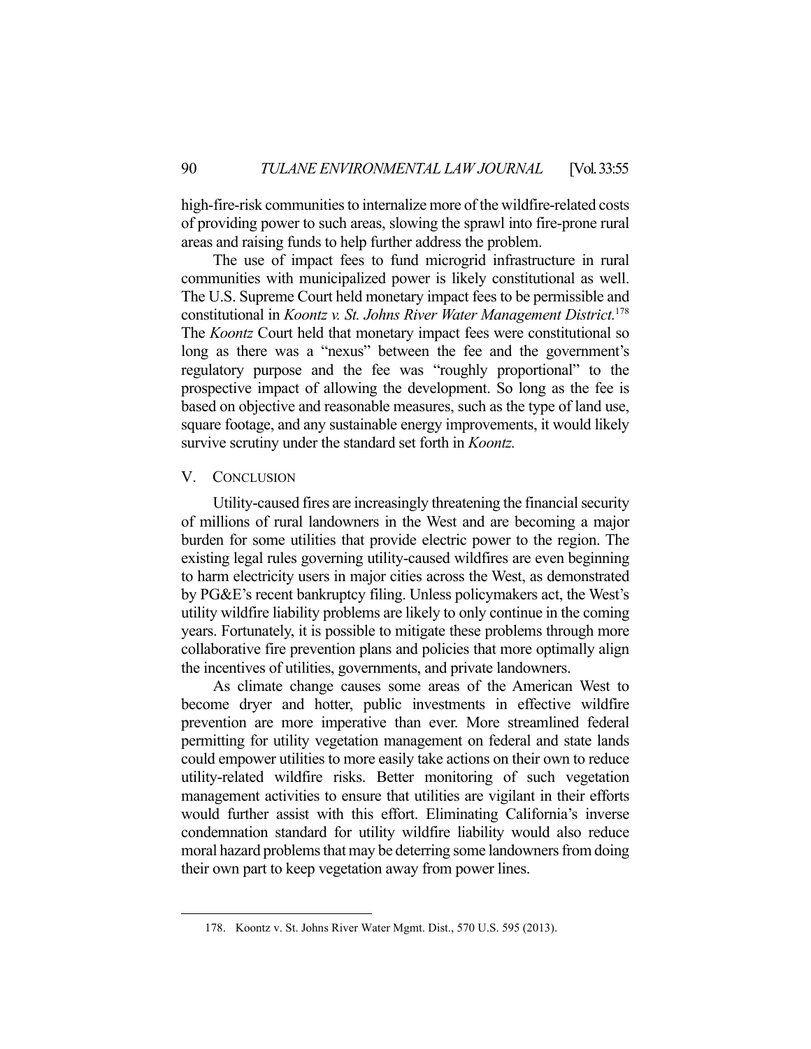high-fire-risk communities to internalize more of the wildfire-related costs of providing power to such areas, slowing the sprawl into fire-prone rural areas and raising funds to help further address the problem.

The use of impact fees to fund microgrid infrastructure in rural communities with municipalized power is likely constitutional as well. The U.S. Supreme Court held monetary impact fees to be permissible and constitutional in *Koontz v. St. Johns River Water Management District.*[178] The *Koontz* Court held that monetary impact fees were constitutional so long as there was a "nexus" between the fee and the government's regulatory purpose and the fee was "roughly proportional" to the prospective impact of allowing the development. So long as the fee is based on objective and reasonable measures, such as the type of land use, square footage, and any sustainable energy improvements, it would likely survive scrutiny under the standard set forth in *Koontz.*

## V. CONCLUSION

Utility-caused fires are increasingly threatening the financial security of millions of rural landowners in the West and are becoming a major burden for some utilities that provide electric power to the region. The existing legal rules governing utility-caused wildfires are even beginning to harm electricity users in major cities across the West, as demonstrated by PG&E's recent bankruptcy filing. Unless policymakers act, the West's utility wildfire liability problems are likely to only continue in the coming years. Fortunately, it is possible to mitigate these problems through more collaborative fire prevention plans and policies that more optimally align the incentives of utilities, governments, and private landowners.

As climate change causes some areas of the American West to become dryer and hotter, public investments in effective wildfire prevention are more imperative than ever. More streamlined federal permitting for utility vegetation management on federal and state lands could empower utilities to more easily take actions on their own to reduce utility-related wildfire risks. Better monitoring of such vegetation management activities to ensure that utilities are vigilant in their efforts would further assist with this effort. Eliminating California's inverse condemnation standard for utility wildfire liability would also reduce moral hazard problems that may be deterring some landowners from doing their own part to keep vegetation away from power lines.

178. Koontz v. St. Johns River Water Mgmt. Dist., 570 U.S. 595 (2013).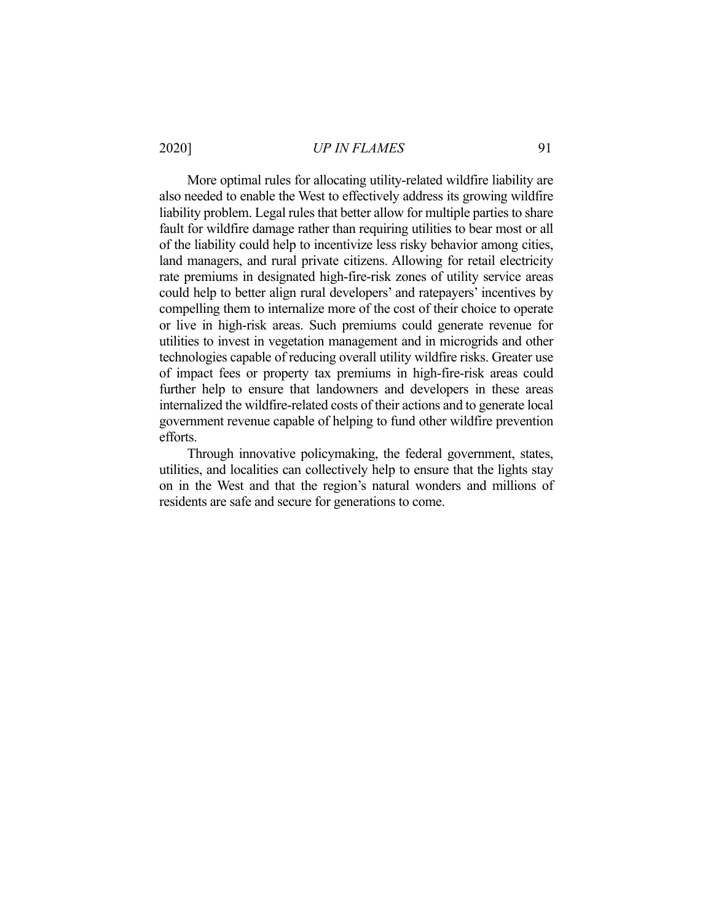More optimal rules for allocating utility-related wildfire liability are also needed to enable the West to effectively address its growing wildfire liability problem. Legal rules that better allow for multiple parties to share fault for wildfire damage rather than requiring utilities to bear most or all of the liability could help to incentivize less risky behavior among cities, land managers, and rural private citizens. Allowing for retail electricity rate premiums in designated high-fire-risk zones of utility service areas could help to better align rural developers' and ratepayers' incentives by compelling them to internalize more of the cost of their choice to operate or live in high-risk areas. Such premiums could generate revenue for utilities to invest in vegetation management and in microgrids and other technologies capable of reducing overall utility wildfire risks. Greater use of impact fees or property tax premiums in high-fire-risk areas could further help to ensure that landowners and developers in these areas internalized the wildfire-related costs of their actions and to generate local government revenue capable of helping to fund other wildfire prevention efforts.

Through innovative policymaking, the federal government, states, utilities, and localities can collectively help to ensure that the lights stay on in the West and that the region's natural wonders and millions of residents are safe and secure for generations to come.